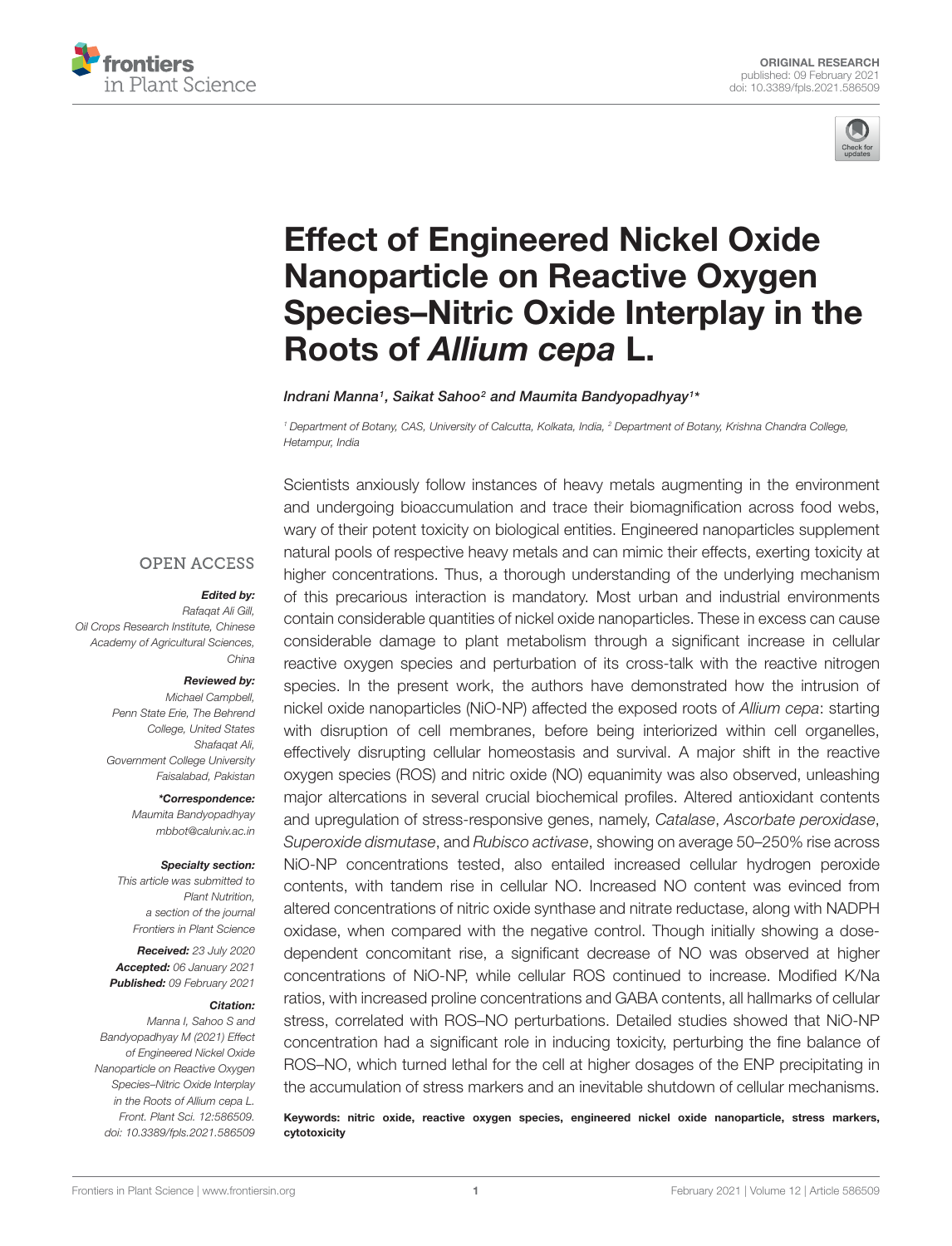ORIGINAL RESEARCH
published: 09 February 2021
doi: 10.3389/fpls.2021.586509

# Effect of Engineered Nickel Oxide Nanoparticle on Reactive Oxygen Species–Nitric Oxide Interplay in the Roots of *Allium cepa* L.

*Indrani Manna[1], Saikat Sahoo[2] and Maumita Bandyopadhyay[1]\**

[1] Department of Botany, CAS, University of Calcutta, Kolkata, India, [2] Department of Botany, Krishna Chandra College, Hetampur, India

OPEN ACCESS

***Edited by:***
Rafaqat Ali Gill,
Oil Crops Research Institute, Chinese Academy of Agricultural Sciences, China

***Reviewed by:***
Michael Campbell,
Penn State Erie, The Behrend College, United States
Shafaqat Ali,
Government College University Faisalabad, Pakistan

***\*Correspondence:***
Maumita Bandyopadhyay
mbbot@caluniv.ac.in

***Specialty section:***
This article was submitted to Plant Nutrition, a section of the journal Frontiers in Plant Science

**Received:** 23 July 2020
**Accepted:** 06 January 2021
**Published:** 09 February 2021

***Citation:***
Manna I, Sahoo S and Bandyopadhyay M (2021) Effect of Engineered Nickel Oxide Nanoparticle on Reactive Oxygen Species–Nitric Oxide Interplay in the Roots of Allium cepa L. Front. Plant Sci. 12:586509. doi: 10.3389/fpls.2021.586509

Scientists anxiously follow instances of heavy metals augmenting in the environment and undergoing bioaccumulation and trace their biomagnification across food webs, wary of their potent toxicity on biological entities. Engineered nanoparticles supplement natural pools of respective heavy metals and can mimic their effects, exerting toxicity at higher concentrations. Thus, a thorough understanding of the underlying mechanism of this precarious interaction is mandatory. Most urban and industrial environments contain considerable quantities of nickel oxide nanoparticles. These in excess can cause considerable damage to plant metabolism through a significant increase in cellular reactive oxygen species and perturbation of its cross-talk with the reactive nitrogen species. In the present work, the authors have demonstrated how the intrusion of nickel oxide nanoparticles (NiO-NP) affected the exposed roots of *Allium cepa*: starting with disruption of cell membranes, before being interiorized within cell organelles, effectively disrupting cellular homeostasis and survival. A major shift in the reactive oxygen species (ROS) and nitric oxide (NO) equanimity was also observed, unleashing major altercations in several crucial biochemical profiles. Altered antioxidant contents and upregulation of stress-responsive genes, namely, *Catalase*, *Ascorbate peroxidase*, *Superoxide dismutase*, and *Rubisco activase*, showing on average 50–250% rise across NiO-NP concentrations tested, also entailed increased cellular hydrogen peroxide contents, with tandem rise in cellular NO. Increased NO content was evinced from altered concentrations of nitric oxide synthase and nitrate reductase, along with NADPH oxidase, when compared with the negative control. Though initially showing a dose-dependent concomitant rise, a significant decrease of NO was observed at higher concentrations of NiO-NP, while cellular ROS continued to increase. Modified K/Na ratios, with increased proline concentrations and GABA contents, all hallmarks of cellular stress, correlated with ROS–NO perturbations. Detailed studies showed that NiO-NP concentration had a significant role in inducing toxicity, perturbing the fine balance of ROS–NO, which turned lethal for the cell at higher dosages of the ENP precipitating in the accumulation of stress markers and an inevitable shutdown of cellular mechanisms.

**Keywords: nitric oxide, reactive oxygen species, engineered nickel oxide nanoparticle, stress markers, cytotoxicity**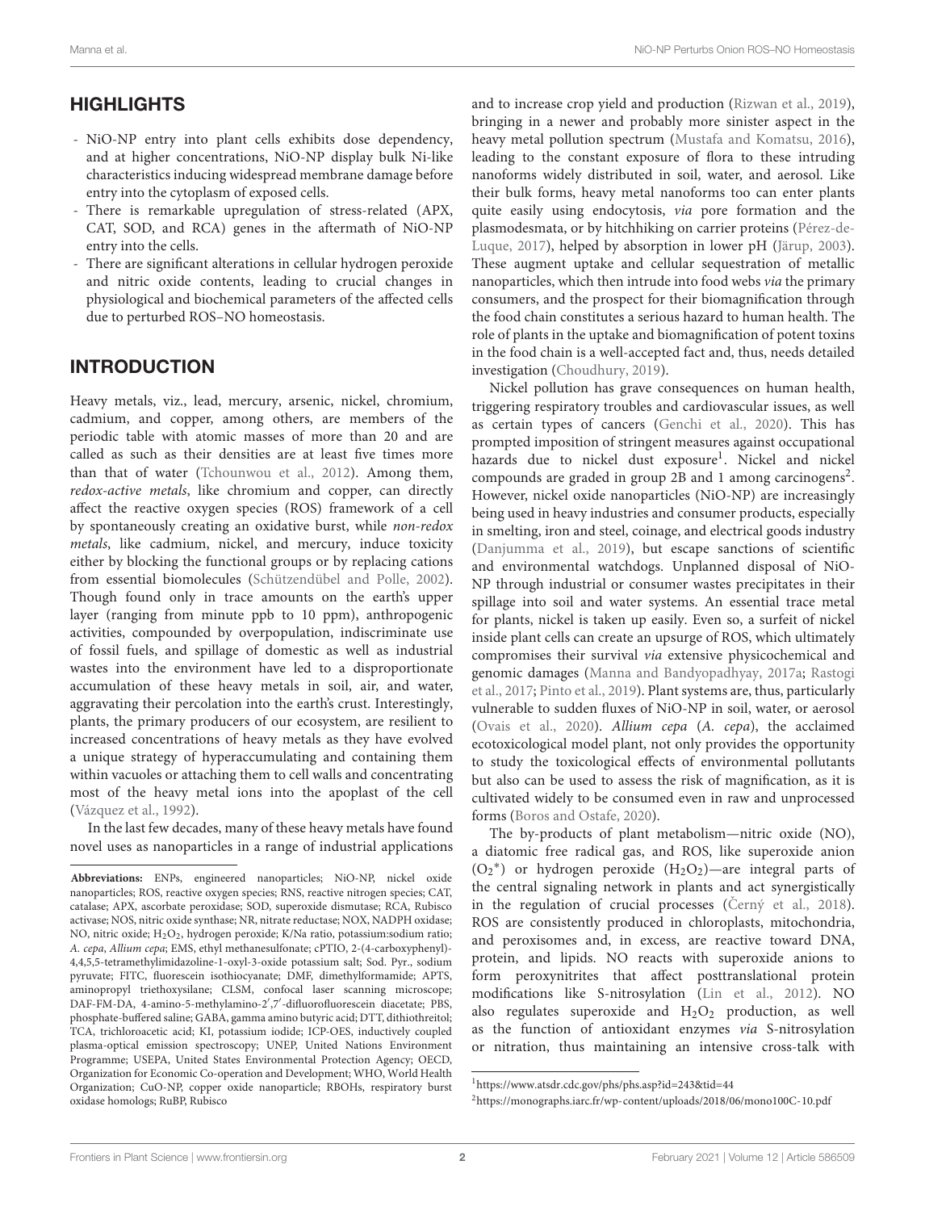## HIGHLIGHTS

- NiO-NP entry into plant cells exhibits dose dependency, and at higher concentrations, NiO-NP display bulk Ni-like characteristics inducing widespread membrane damage before entry into the cytoplasm of exposed cells.
- There is remarkable upregulation of stress-related (APX, CAT, SOD, and RCA) genes in the aftermath of NiO-NP entry into the cells.
- There are significant alterations in cellular hydrogen peroxide and nitric oxide contents, leading to crucial changes in physiological and biochemical parameters of the affected cells due to perturbed ROS–NO homeostasis.

## INTRODUCTION

Heavy metals, viz., lead, mercury, arsenic, nickel, chromium, cadmium, and copper, among others, are members of the periodic table with atomic masses of more than 20 and are called as such as their densities are at least five times more than that of water (Tchounwou et al., 2012). Among them, *redox-active metals*, like chromium and copper, can directly affect the reactive oxygen species (ROS) framework of a cell by spontaneously creating an oxidative burst, while *non-redox metals*, like cadmium, nickel, and mercury, induce toxicity either by blocking the functional groups or by replacing cations from essential biomolecules (Schützendübel and Polle, 2002). Though found only in trace amounts on the earth's upper layer (ranging from minute ppb to 10 ppm), anthropogenic activities, compounded by overpopulation, indiscriminate use of fossil fuels, and spillage of domestic as well as industrial wastes into the environment have led to a disproportionate accumulation of these heavy metals in soil, air, and water, aggravating their percolation into the earth's crust. Interestingly, plants, the primary producers of our ecosystem, are resilient to increased concentrations of heavy metals as they have evolved a unique strategy of hyperaccumulating and containing them within vacuoles or attaching them to cell walls and concentrating most of the heavy metal ions into the apoplast of the cell (Vázquez et al., 1992).

In the last few decades, many of these heavy metals have found novel uses as nanoparticles in a range of industrial applications and to increase crop yield and production (Rizwan et al., 2019), bringing in a newer and probably more sinister aspect in the heavy metal pollution spectrum (Mustafa and Komatsu, 2016), leading to the constant exposure of flora to these intruding nanoforms widely distributed in soil, water, and aerosol. Like their bulk forms, heavy metal nanoforms too can enter plants quite easily using endocytosis, *via* pore formation and the plasmodesmata, or by hitchhiking on carrier proteins (Pérez-de-Luque, 2017), helped by absorption in lower pH (Järup, 2003). These augment uptake and cellular sequestration of metallic nanoparticles, which then intrude into food webs *via* the primary consumers, and the prospect for their biomagnification through the food chain constitutes a serious hazard to human health. The role of plants in the uptake and biomagnification of potent toxins in the food chain is a well-accepted fact and, thus, needs detailed investigation (Choudhury, 2019).

Nickel pollution has grave consequences on human health, triggering respiratory troubles and cardiovascular issues, as well as certain types of cancers (Genchi et al., 2020). This has prompted imposition of stringent measures against occupational hazards due to nickel dust exposure[1]. Nickel and nickel compounds are graded in group 2B and 1 among carcinogens[2]. However, nickel oxide nanoparticles (NiO-NP) are increasingly being used in heavy industries and consumer products, especially in smelting, iron and steel, coinage, and electrical goods industry (Danjumma et al., 2019), but escape sanctions of scientific and environmental watchdogs. Unplanned disposal of NiO-NP through industrial or consumer wastes precipitates in their spillage into soil and water systems. An essential trace metal for plants, nickel is taken up easily. Even so, a surfeit of nickel inside plant cells can create an upsurge of ROS, which ultimately compromises their survival *via* extensive physicochemical and genomic damages (Manna and Bandyopadhyay, 2017a; Rastogi et al., 2017; Pinto et al., 2019). Plant systems are, thus, particularly vulnerable to sudden fluxes of NiO-NP in soil, water, or aerosol (Ovais et al., 2020). *Allium cepa* (*A. cepa*), the acclaimed ecotoxicological model plant, not only provides the opportunity to study the toxicological effects of environmental pollutants but also can be used to assess the risk of magnification, as it is cultivated widely to be consumed even in raw and unprocessed forms (Boros and Ostafe, 2020).

The by-products of plant metabolism—nitric oxide (NO), a diatomic free radical gas, and ROS, like superoxide anion ($O_2^*$) or hydrogen peroxide ($H_2O_2$)—are integral parts of the central signaling network in plants and act synergistically in the regulation of crucial processes (Černý et al., 2018). ROS are consistently produced in chloroplasts, mitochondria, and peroxisomes and, in excess, are reactive toward DNA, protein, and lipids. NO reacts with superoxide anions to form peroxynitrites that affect posttranslational protein modifications like S-nitrosylation (Lin et al., 2012). NO also regulates superoxide and $H_2O_2$ production, as well as the function of antioxidant enzymes *via* S-nitrosylation or nitration, thus maintaining an intensive cross-talk with

**Abbreviations:** ENPs, engineered nanoparticles; NiO-NP, nickel oxide nanoparticles; ROS, reactive oxygen species; RNS, reactive nitrogen species; CAT, catalase; APX, ascorbate peroxidase; SOD, superoxide dismutase; RCA, Rubisco activase; NOS, nitric oxide synthase; NR, nitrate reductase; NOX, NADPH oxidase; NO, nitric oxide; $H_2O_2$, hydrogen peroxide; K/Na ratio, potassium:sodium ratio; *A. cepa*, *Allium cepa*; EMS, ethyl methanesulfonate; cPTIO, 2-(4-carboxyphenyl)-4,4,5,5-tetramethylimidazoline-1-oxyl-3-oxide potassium salt; Sod. Pyr., sodium pyruvate; FITC, fluorescein isothiocyanate; DMF, dimethylformamide; APTS, aminopropyl triethoxysilane; CLSM, confocal laser scanning microscope; DAF-FM-DA, 4-amino-5-methylamino-2′,7′-difluorofluorescein diacetate; PBS, phosphate-buffered saline; GABA, gamma amino butyric acid; DTT, dithiothreitol; TCA, trichloroacetic acid; KI, potassium iodide; ICP-OES, inductively coupled plasma-optical emission spectroscopy; UNEP, United Nations Environment Programme; USEPA, United States Environmental Protection Agency; OECD, Organization for Economic Co-operation and Development; WHO, World Health Organization; CuO-NP, copper oxide nanoparticle; RBOHs, respiratory burst oxidase homologs; RuBP, Rubisco

[1]https://www.atsdr.cdc.gov/phs/phs.asp?id=243&tid=44

[2]https://monographs.iarc.fr/wp-content/uploads/2018/06/mono100C-10.pdf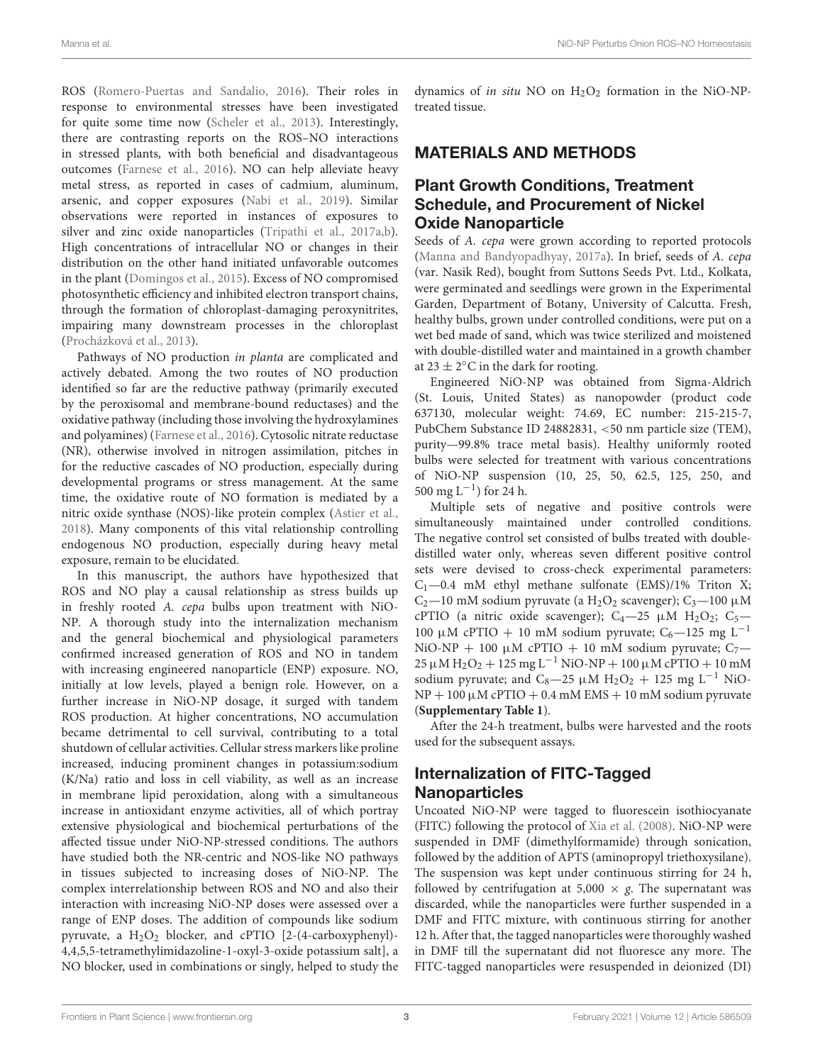ROS (Romero-Puertas and Sandalio, 2016). Their roles in response to environmental stresses have been investigated for quite some time now (Scheler et al., 2013). Interestingly, there are contrasting reports on the ROS–NO interactions in stressed plants, with both beneficial and disadvantageous outcomes (Farnese et al., 2016). NO can help alleviate heavy metal stress, as reported in cases of cadmium, aluminum, arsenic, and copper exposures (Nabi et al., 2019). Similar observations were reported in instances of exposures to silver and zinc oxide nanoparticles (Tripathi et al., 2017a,b). High concentrations of intracellular NO or changes in their distribution on the other hand initiated unfavorable outcomes in the plant (Domingos et al., 2015). Excess of NO compromised photosynthetic efficiency and inhibited electron transport chains, through the formation of chloroplast-damaging peroxynitrites, impairing many downstream processes in the chloroplast (Procházková et al., 2013).

Pathways of NO production *in planta* are complicated and actively debated. Among the two routes of NO production identified so far are the reductive pathway (primarily executed by the peroxisomal and membrane-bound reductases) and the oxidative pathway (including those involving the hydroxylamines and polyamines) (Farnese et al., 2016). Cytosolic nitrate reductase (NR), otherwise involved in nitrogen assimilation, pitches in for the reductive cascades of NO production, especially during developmental programs or stress management. At the same time, the oxidative route of NO formation is mediated by a nitric oxide synthase (NOS)-like protein complex (Astier et al., 2018). Many components of this vital relationship controlling endogenous NO production, especially during heavy metal exposure, remain to be elucidated.

In this manuscript, the authors have hypothesized that ROS and NO play a causal relationship as stress builds up in freshly rooted *A. cepa* bulbs upon treatment with NiO-NP. A thorough study into the internalization mechanism and the general biochemical and physiological parameters confirmed increased generation of ROS and NO in tandem with increasing engineered nanoparticle (ENP) exposure. NO, initially at low levels, played a benign role. However, on a further increase in NiO-NP dosage, it surged with tandem ROS production. At higher concentrations, NO accumulation became detrimental to cell survival, contributing to a total shutdown of cellular activities. Cellular stress markers like proline increased, inducing prominent changes in potassium:sodium (K/Na) ratio and loss in cell viability, as well as an increase in membrane lipid peroxidation, along with a simultaneous increase in antioxidant enzyme activities, all of which portray extensive physiological and biochemical perturbations of the affected tissue under NiO-NP-stressed conditions. The authors have studied both the NR-centric and NOS-like NO pathways in tissues subjected to increasing doses of NiO-NP. The complex interrelationship between ROS and NO and also their interaction with increasing NiO-NP doses were assessed over a range of ENP doses. The addition of compounds like sodium pyruvate, a $H_2O_2$ blocker, and cPTIO [2-(4-carboxyphenyl)-4,4,5,5-tetramethylimidazoline-1-oxyl-3-oxide potassium salt], a NO blocker, used in combinations or singly, helped to study the dynamics of *in situ* NO on $H_2O_2$ formation in the NiO-NP-treated tissue.

## MATERIALS AND METHODS

### Plant Growth Conditions, Treatment Schedule, and Procurement of Nickel Oxide Nanoparticle

Seeds of *A. cepa* were grown according to reported protocols (Manna and Bandyopadhyay, 2017a). In brief, seeds of *A. cepa* (var. Nasik Red), bought from Suttons Seeds Pvt. Ltd., Kolkata, were germinated and seedlings were grown in the Experimental Garden, Department of Botany, University of Calcutta. Fresh, healthy bulbs, grown under controlled conditions, were put on a wet bed made of sand, which was twice sterilized and moistened with double-distilled water and maintained in a growth chamber at $23 \pm 2°C$ in the dark for rooting.

Engineered NiO-NP was obtained from Sigma-Aldrich (St. Louis, United States) as nanopowder (product code 637130, molecular weight: 74.69, EC number: 215-215-7, PubChem Substance ID 24882831, <50 nm particle size (TEM), purity—99.8% trace metal basis). Healthy uniformly rooted bulbs were selected for treatment with various concentrations of NiO-NP suspension (10, 25, 50, 62.5, 125, 250, and 500 mg $L^{-1}$) for 24 h.

Multiple sets of negative and positive controls were simultaneously maintained under controlled conditions. The negative control set consisted of bulbs treated with double-distilled water only, whereas seven different positive control sets were devised to cross-check experimental parameters: $C_1$—0.4 mM ethyl methane sulfonate (EMS)/1% Triton X; $C_2$—10 mM sodium pyruvate (a $H_2O_2$ scavenger); $C_3$—100 μM cPTIO (a nitric oxide scavenger); $C_4$—25 μM $H_2O_2$; $C_5$—100 μM cPTIO + 10 mM sodium pyruvate; $C_6$—125 mg $L^{-1}$ NiO-NP + 100 μM cPTIO + 10 mM sodium pyruvate; $C_7$—25 μM $H_2O_2$ + 125 mg $L^{-1}$ NiO-NP + 100 μM cPTIO + 10 mM sodium pyruvate; and $C_8$—25 μM $H_2O_2$ + 125 mg $L^{-1}$ NiO-NP + 100 μM cPTIO + 0.4 mM EMS + 10 mM sodium pyruvate (**Supplementary Table 1**).

After the 24-h treatment, bulbs were harvested and the roots used for the subsequent assays.

### Internalization of FITC-Tagged Nanoparticles

Uncoated NiO-NP were tagged to fluorescein isothiocyanate (FITC) following the protocol of Xia et al. (2008). NiO-NP were suspended in DMF (dimethylformamide) through sonication, followed by the addition of APTS (aminopropyl triethoxysilane). The suspension was kept under continuous stirring for 24 h, followed by centrifugation at 5,000 × *g*. The supernatant was discarded, while the nanoparticles were further suspended in a DMF and FITC mixture, with continuous stirring for another 12 h. After that, the tagged nanoparticles were thoroughly washed in DMF till the supernatant did not fluoresce any more. The FITC-tagged nanoparticles were resuspended in deionized (DI)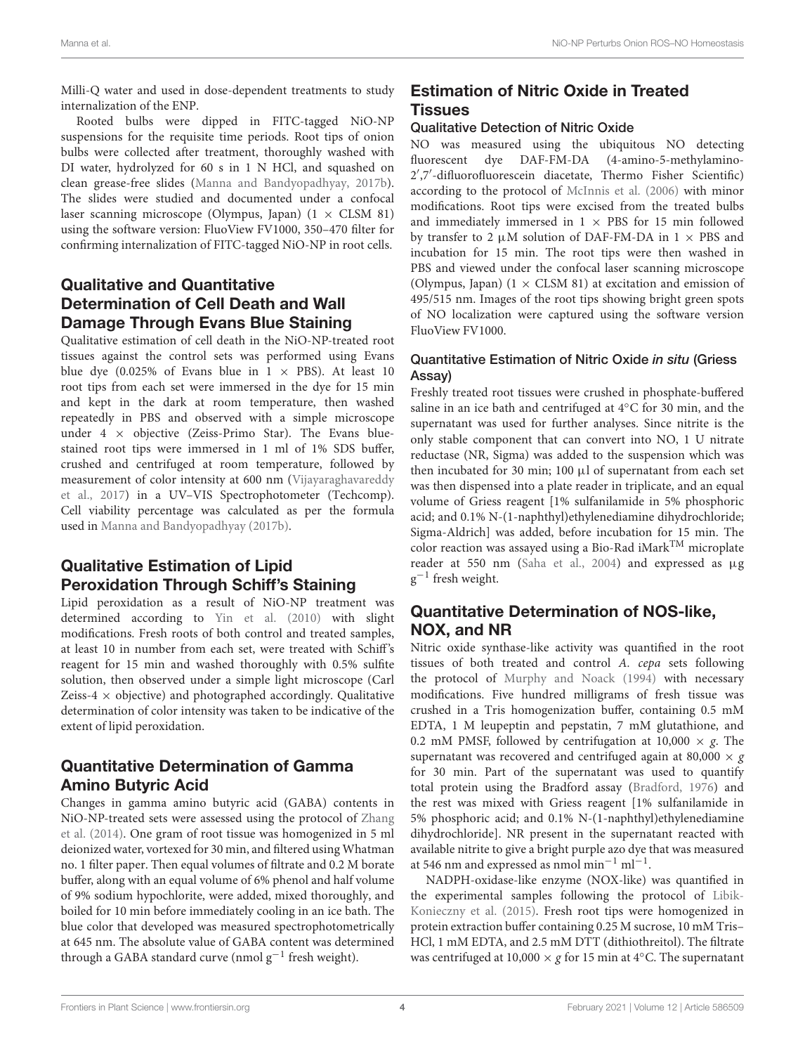Milli-Q water and used in dose-dependent treatments to study internalization of the ENP.

Rooted bulbs were dipped in FITC-tagged NiO-NP suspensions for the requisite time periods. Root tips of onion bulbs were collected after treatment, thoroughly washed with DI water, hydrolyzed for 60 s in 1 N HCl, and squashed on clean grease-free slides (Manna and Bandyopadhyay, 2017b). The slides were studied and documented under a confocal laser scanning microscope (Olympus, Japan) (1 × CLSM 81) using the software version: FluoView FV1000, 350–470 filter for confirming internalization of FITC-tagged NiO-NP in root cells.

## Qualitative and Quantitative Determination of Cell Death and Wall Damage Through Evans Blue Staining

Qualitative estimation of cell death in the NiO-NP-treated root tissues against the control sets was performed using Evans blue dye (0.025% of Evans blue in 1 × PBS). At least 10 root tips from each set were immersed in the dye for 15 min and kept in the dark at room temperature, then washed repeatedly in PBS and observed with a simple microscope under 4 × objective (Zeiss-Primo Star). The Evans blue-stained root tips were immersed in 1 ml of 1% SDS buffer, crushed and centrifuged at room temperature, followed by measurement of color intensity at 600 nm (Vijayaraghavareddy et al., 2017) in a UV–VIS Spectrophotometer (Techcomp). Cell viability percentage was calculated as per the formula used in Manna and Bandyopadhyay (2017b).

## Qualitative Estimation of Lipid Peroxidation Through Schiff's Staining

Lipid peroxidation as a result of NiO-NP treatment was determined according to Yin et al. (2010) with slight modifications. Fresh roots of both control and treated samples, at least 10 in number from each set, were treated with Schiff's reagent for 15 min and washed thoroughly with 0.5% sulfite solution, then observed under a simple light microscope (Carl Zeiss-4 × objective) and photographed accordingly. Qualitative determination of color intensity was taken to be indicative of the extent of lipid peroxidation.

## Quantitative Determination of Gamma Amino Butyric Acid

Changes in gamma amino butyric acid (GABA) contents in NiO-NP-treated sets were assessed using the protocol of Zhang et al. (2014). One gram of root tissue was homogenized in 5 ml deionized water, vortexed for 30 min, and filtered using Whatman no. 1 filter paper. Then equal volumes of filtrate and 0.2 M borate buffer, along with an equal volume of 6% phenol and half volume of 9% sodium hypochlorite, were added, mixed thoroughly, and boiled for 10 min before immediately cooling in an ice bath. The blue color that developed was measured spectrophotometrically at 645 nm. The absolute value of GABA content was determined through a GABA standard curve (nmol $g^{-1}$ fresh weight).

## Estimation of Nitric Oxide in Treated Tissues

### Qualitative Detection of Nitric Oxide

NO was measured using the ubiquitous NO detecting fluorescent dye DAF-FM-DA (4-amino-5-methylamino-2′,7′-difluorofluorescein diacetate, Thermo Fisher Scientific) according to the protocol of McInnis et al. (2006) with minor modifications. Root tips were excised from the treated bulbs and immediately immersed in 1 × PBS for 15 min followed by transfer to 2 μM solution of DAF-FM-DA in 1 × PBS and incubation for 15 min. The root tips were then washed in PBS and viewed under the confocal laser scanning microscope (Olympus, Japan) (1 × CLSM 81) at excitation and emission of 495/515 nm. Images of the root tips showing bright green spots of NO localization were captured using the software version FluoView FV1000.

### Quantitative Estimation of Nitric Oxide *in situ* (Griess Assay)

Freshly treated root tissues were crushed in phosphate-buffered saline in an ice bath and centrifuged at 4°C for 30 min, and the supernatant was used for further analyses. Since nitrite is the only stable component that can convert into NO, 1 U nitrate reductase (NR, Sigma) was added to the suspension which was then incubated for 30 min; 100 μl of supernatant from each set was then dispensed into a plate reader in triplicate, and an equal volume of Griess reagent [1% sulfanilamide in 5% phosphoric acid; and 0.1% N-(1-naphthyl)ethylenediamine dihydrochloride; Sigma-Aldrich] was added, before incubation for 15 min. The color reaction was assayed using a Bio-Rad iMark™ microplate reader at 550 nm (Saha et al., 2004) and expressed as μg $g^{-1}$ fresh weight.

## Quantitative Determination of NOS-like, NOX, and NR

Nitric oxide synthase-like activity was quantified in the root tissues of both treated and control *A. cepa* sets following the protocol of Murphy and Noack (1994) with necessary modifications. Five hundred milligrams of fresh tissue was crushed in a Tris homogenization buffer, containing 0.5 mM EDTA, 1 M leupeptin and pepstatin, 7 mM glutathione, and 0.2 mM PMSF, followed by centrifugation at 10,000 × *g*. The supernatant was recovered and centrifuged again at 80,000 × *g* for 30 min. Part of the supernatant was used to quantify total protein using the Bradford assay (Bradford, 1976) and the rest was mixed with Griess reagent [1% sulfanilamide in 5% phosphoric acid; and 0.1% N-(1-naphthyl)ethylenediamine dihydrochloride]. NR present in the supernatant reacted with available nitrite to give a bright purple azo dye that was measured at 546 nm and expressed as nmol $min^{-1}$ $ml^{-1}$.

NADPH-oxidase-like enzyme (NOX-like) was quantified in the experimental samples following the protocol of Libik-Konieczny et al. (2015). Fresh root tips were homogenized in protein extraction buffer containing 0.25 M sucrose, 10 mM Tris–HCl, 1 mM EDTA, and 2.5 mM DTT (dithiothreitol). The filtrate was centrifuged at 10,000 × *g* for 15 min at 4°C. The supernatant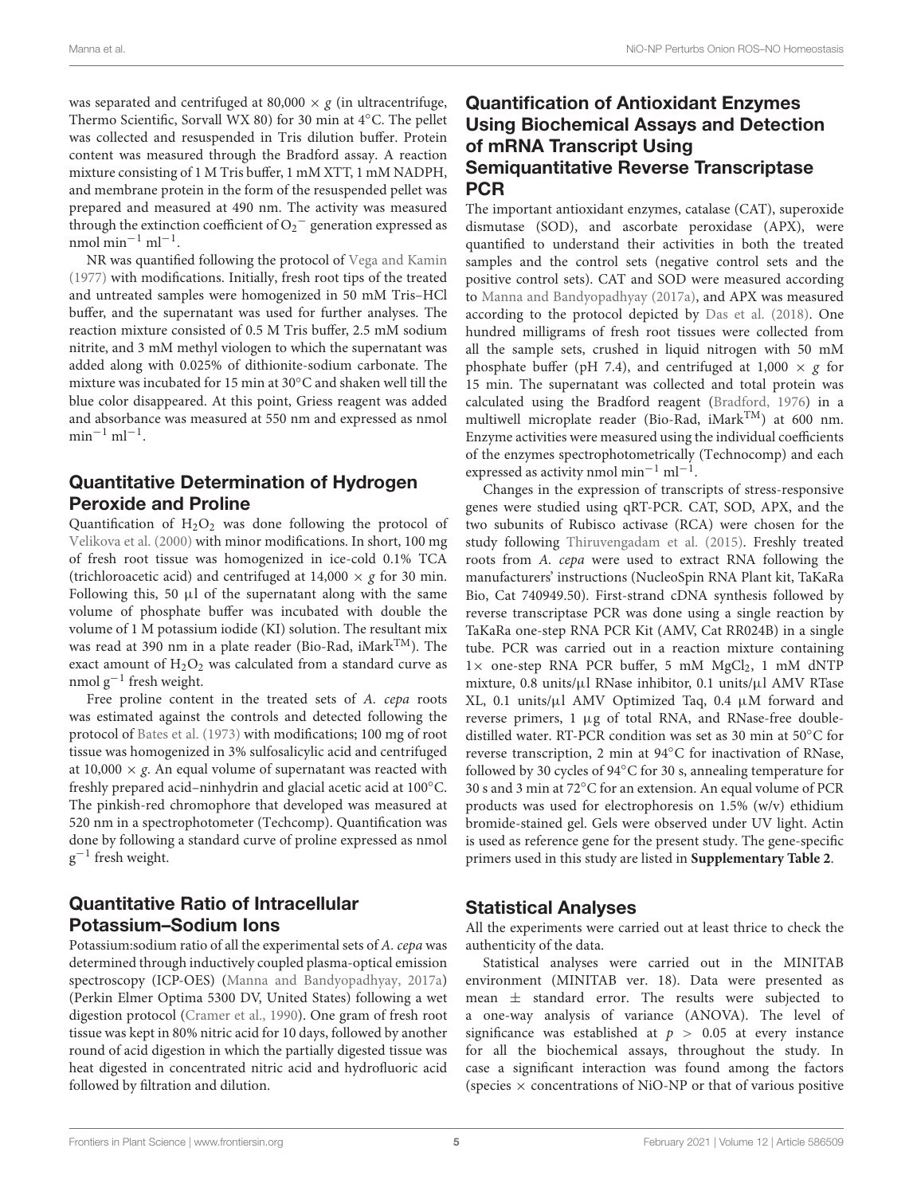was separated and centrifuged at 80,000 × *g* (in ultracentrifuge, Thermo Scientific, Sorvall WX 80) for 30 min at 4°C. The pellet was collected and resuspended in Tris dilution buffer. Protein content was measured through the Bradford assay. A reaction mixture consisting of 1 M Tris buffer, 1 mM XTT, 1 mM NADPH, and membrane protein in the form of the resuspended pellet was prepared and measured at 490 nm. The activity was measured through the extinction coefficient of $O_2^-$ generation expressed as nmol $min^{-1}$ $ml^{-1}$.

NR was quantified following the protocol of Vega and Kamin (1977) with modifications. Initially, fresh root tips of the treated and untreated samples were homogenized in 50 mM Tris–HCl buffer, and the supernatant was used for further analyses. The reaction mixture consisted of 0.5 M Tris buffer, 2.5 mM sodium nitrite, and 3 mM methyl viologen to which the supernatant was added along with 0.025% of dithionite-sodium carbonate. The mixture was incubated for 15 min at 30°C and shaken well till the blue color disappeared. At this point, Griess reagent was added and absorbance was measured at 550 nm and expressed as nmol $min^{-1}$ $ml^{-1}$.

## Quantitative Determination of Hydrogen Peroxide and Proline

Quantification of $H_2O_2$ was done following the protocol of Velikova et al. (2000) with minor modifications. In short, 100 mg of fresh root tissue was homogenized in ice-cold 0.1% TCA (trichloroacetic acid) and centrifuged at 14,000 × *g* for 30 min. Following this, 50 μl of the supernatant along with the same volume of phosphate buffer was incubated with double the volume of 1 M potassium iodide (KI) solution. The resultant mix was read at 390 nm in a plate reader (Bio-Rad, iMark™). The exact amount of $H_2O_2$ was calculated from a standard curve as nmol $g^{-1}$ fresh weight.

Free proline content in the treated sets of *A. cepa* roots was estimated against the controls and detected following the protocol of Bates et al. (1973) with modifications; 100 mg of root tissue was homogenized in 3% sulfosalicylic acid and centrifuged at 10,000 × *g*. An equal volume of supernatant was reacted with freshly prepared acid–ninhydrin and glacial acetic acid at 100°C. The pinkish-red chromophore that developed was measured at 520 nm in a spectrophotometer (Techcomp). Quantification was done by following a standard curve of proline expressed as nmol $g^{-1}$ fresh weight.

## Quantitative Ratio of Intracellular Potassium–Sodium Ions

Potassium:sodium ratio of all the experimental sets of *A. cepa* was determined through inductively coupled plasma-optical emission spectroscopy (ICP-OES) (Manna and Bandyopadhyay, 2017a) (Perkin Elmer Optima 5300 DV, United States) following a wet digestion protocol (Cramer et al., 1990). One gram of fresh root tissue was kept in 80% nitric acid for 10 days, followed by another round of acid digestion in which the partially digested tissue was heat digested in concentrated nitric acid and hydrofluoric acid followed by filtration and dilution.

## Quantification of Antioxidant Enzymes Using Biochemical Assays and Detection of mRNA Transcript Using Semiquantitative Reverse Transcriptase PCR

The important antioxidant enzymes, catalase (CAT), superoxide dismutase (SOD), and ascorbate peroxidase (APX), were quantified to understand their activities in both the treated samples and the control sets (negative control sets and the positive control sets). CAT and SOD were measured according to Manna and Bandyopadhyay (2017a), and APX was measured according to the protocol depicted by Das et al. (2018). One hundred milligrams of fresh root tissues were collected from all the sample sets, crushed in liquid nitrogen with 50 mM phosphate buffer (pH 7.4), and centrifuged at 1,000 × *g* for 15 min. The supernatant was collected and total protein was calculated using the Bradford reagent (Bradford, 1976) in a multiwell microplate reader (Bio-Rad, iMark™) at 600 nm. Enzyme activities were measured using the individual coefficients of the enzymes spectrophotometrically (Technocomp) and each expressed as activity nmol $min^{-1}$ $ml^{-1}$.

Changes in the expression of transcripts of stress-responsive genes were studied using qRT-PCR. CAT, SOD, APX, and the two subunits of Rubisco activase (RCA) were chosen for the study following Thiruvengadam et al. (2015). Freshly treated roots from *A. cepa* were used to extract RNA following the manufacturers' instructions (NucleoSpin RNA Plant kit, TaKaRa Bio, Cat 740949.50). First-strand cDNA synthesis followed by reverse transcriptase PCR was done using a single reaction by TaKaRa one-step RNA PCR Kit (AMV, Cat RR024B) in a single tube. PCR was carried out in a reaction mixture containing 1× one-step RNA PCR buffer, 5 mM $MgCl_2$, 1 mM dNTP mixture, 0.8 units/μl RNase inhibitor, 0.1 units/μl AMV RTase XL, 0.1 units/μl AMV Optimized Taq, 0.4 μM forward and reverse primers, 1 μg of total RNA, and RNase-free double-distilled water. RT-PCR condition was set as 30 min at 50°C for reverse transcription, 2 min at 94°C for inactivation of RNase, followed by 30 cycles of 94°C for 30 s, annealing temperature for 30 s and 3 min at 72°C for an extension. An equal volume of PCR products was used for electrophoresis on 1.5% (w/v) ethidium bromide-stained gel. Gels were observed under UV light. Actin is used as reference gene for the present study. The gene-specific primers used in this study are listed in **Supplementary Table 2**.

## Statistical Analyses

All the experiments were carried out at least thrice to check the authenticity of the data.

Statistical analyses were carried out in the MINITAB environment (MINITAB ver. 18). Data were presented as mean ± standard error. The results were subjected to a one-way analysis of variance (ANOVA). The level of significance was established at $p > 0.05$ at every instance for all the biochemical assays, throughout the study. In case a significant interaction was found among the factors (species × concentrations of NiO-NP or that of various positive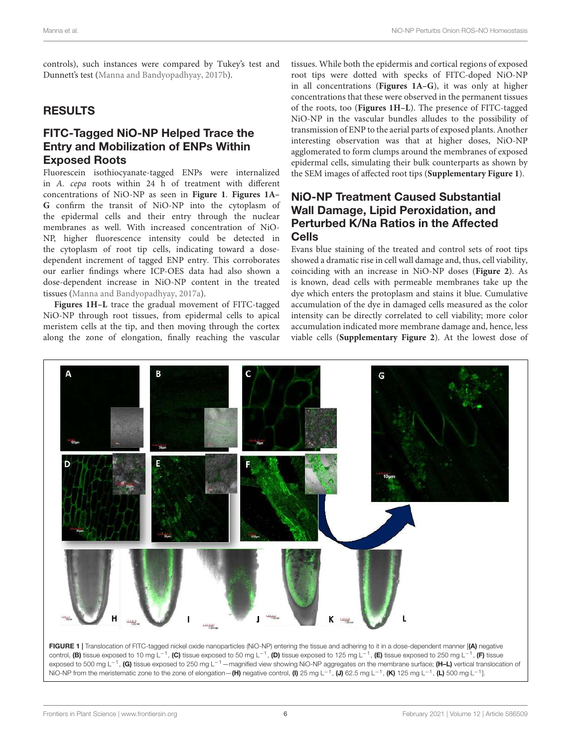controls), such instances were compared by Tukey's test and Dunnett's test (Manna and Bandyopadhyay, 2017b).

## RESULTS

### FITC-Tagged NiO-NP Helped Trace the Entry and Mobilization of ENPs Within Exposed Roots

Fluorescein isothiocyanate-tagged ENPs were internalized in *A. cepa* roots within 24 h of treatment with different concentrations of NiO-NP as seen in **Figure 1**. **Figures 1A–G** confirm the transit of NiO-NP into the cytoplasm of the epidermal cells and their entry through the nuclear membranes as well. With increased concentration of NiO-NP, higher fluorescence intensity could be detected in the cytoplasm of root tip cells, indicating toward a dose-dependent increment of tagged ENP entry. This corroborates our earlier findings where ICP-OES data had also shown a dose-dependent increase in NiO-NP content in the treated tissues (Manna and Bandyopadhyay, 2017a).

**Figures 1H–L** trace the gradual movement of FITC-tagged NiO-NP through root tissues, from epidermal cells to apical meristem cells at the tip, and then moving through the cortex along the zone of elongation, finally reaching the vascular tissues. While both the epidermis and cortical regions of exposed root tips were dotted with specks of FITC-doped NiO-NP in all concentrations (**Figures 1A–G**), it was only at higher concentrations that these were observed in the permanent tissues of the roots, too (**Figures 1H–L**). The presence of FITC-tagged NiO-NP in the vascular bundles alludes to the possibility of transmission of ENP to the aerial parts of exposed plants. Another interesting observation was that at higher doses, NiO-NP agglomerated to form clumps around the membranes of exposed epidermal cells, simulating their bulk counterparts as shown by the SEM images of affected root tips (**Supplementary Figure 1**).

### NiO-NP Treatment Caused Substantial Wall Damage, Lipid Peroxidation, and Perturbed K/Na Ratios in the Affected Cells

Evans blue staining of the treated and control sets of root tips showed a dramatic rise in cell wall damage and, thus, cell viability, coinciding with an increase in NiO-NP doses (**Figure 2**). As is known, dead cells with permeable membranes take up the dye which enters the protoplasm and stains it blue. Cumulative accumulation of the dye in damaged cells measured as the color intensity can be directly correlated to cell viability; more color accumulation indicated more membrane damage and, hence, less viable cells (**Supplementary Figure 2**). At the lowest dose of

**FIGURE 1 |** Translocation of FITC-tagged nickel oxide nanoparticles (NiO-NP) entering the tissue and adhering to it in a dose-dependent manner [**(A)** negative control, **(B)** tissue exposed to 10 mg $L^{-1}$, **(C)** tissue exposed to 50 mg $L^{-1}$, **(D)** tissue exposed to 125 mg $L^{-1}$, **(E)** tissue exposed to 250 mg $L^{-1}$, **(F)** tissue exposed to 500 mg $L^{-1}$, **(G)** tissue exposed to 250 mg $L^{-1}$—magnified view showing NiO-NP aggregates on the membrane surface; **(H–L)** vertical translocation of NiO-NP from the meristematic zone to the zone of elongation—**(H)** negative control, **(I)** 25 mg $L^{-1}$, **(J)** 62.5 mg $L^{-1}$, **(K)** 125 mg $L^{-1}$, **(L)** 500 mg $L^{-1}$].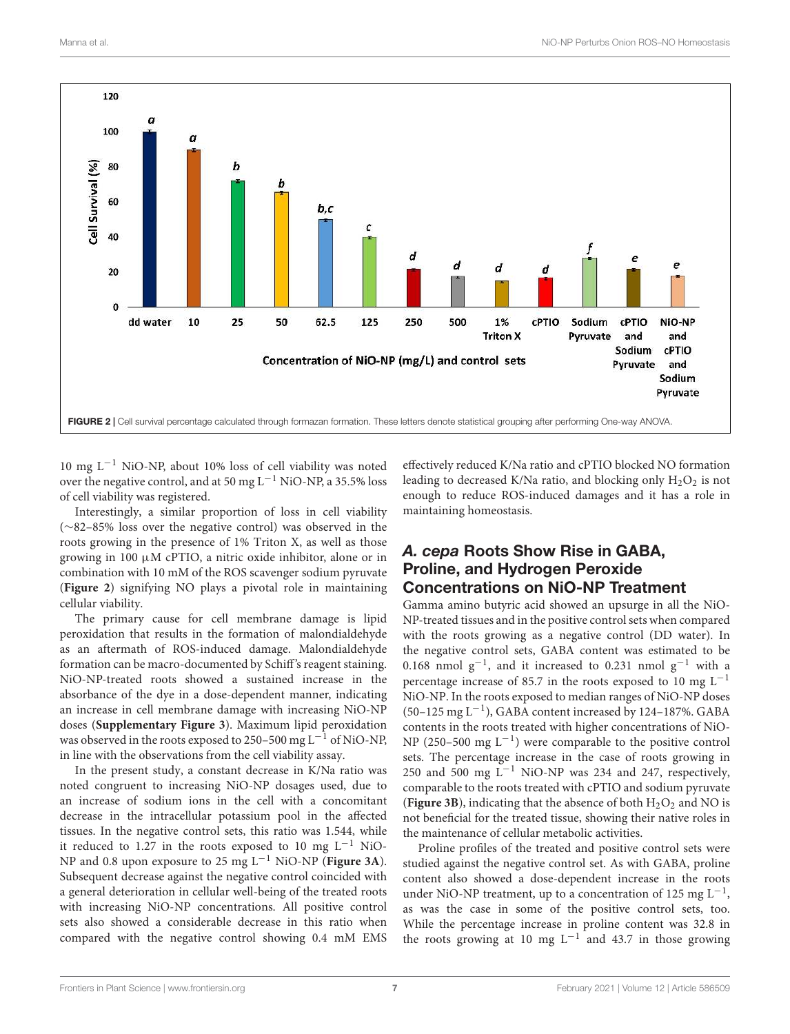FIGURE 2 | Cell survival percentage calculated through formazan formation. These letters denote statistical grouping after performing One-way ANOVA.

10 mg $L^{-1}$ NiO-NP, about 10% loss of cell viability was noted over the negative control, and at 50 mg $L^{-1}$ NiO-NP, a 35.5% loss of cell viability was registered.

Interestingly, a similar proportion of loss in cell viability (~82–85% loss over the negative control) was observed in the roots growing in the presence of 1% Triton X, as well as those growing in 100 μM cPTIO, a nitric oxide inhibitor, alone or in combination with 10 mM of the ROS scavenger sodium pyruvate (**Figure 2**) signifying NO plays a pivotal role in maintaining cellular viability.

The primary cause for cell membrane damage is lipid peroxidation that results in the formation of malondialdehyde as an aftermath of ROS-induced damage. Malondialdehyde formation can be macro-documented by Schiff's reagent staining. NiO-NP-treated roots showed a sustained increase in the absorbance of the dye in a dose-dependent manner, indicating an increase in cell membrane damage with increasing NiO-NP doses (**Supplementary Figure 3**). Maximum lipid peroxidation was observed in the roots exposed to 250–500 mg $L^{-1}$ of NiO-NP, in line with the observations from the cell viability assay.

In the present study, a constant decrease in K/Na ratio was noted congruent to increasing NiO-NP dosages used, due to an increase of sodium ions in the cell with a concomitant decrease in the intracellular potassium pool in the affected tissues. In the negative control sets, this ratio was 1.544, while it reduced to 1.27 in the roots exposed to 10 mg $L^{-1}$ NiO-NP and 0.8 upon exposure to 25 mg $L^{-1}$ NiO-NP (**Figure 3A**). Subsequent decrease against the negative control coincided with a general deterioration in cellular well-being of the treated roots with increasing NiO-NP concentrations. All positive control sets also showed a considerable decrease in this ratio when compared with the negative control showing 0.4 mM EMS effectively reduced K/Na ratio and cPTIO blocked NO formation leading to decreased K/Na ratio, and blocking only $H_2O_2$ is not enough to reduce ROS-induced damages and it has a role in maintaining homeostasis.

## *A. cepa* Roots Show Rise in GABA, Proline, and Hydrogen Peroxide Concentrations on NiO-NP Treatment

Gamma amino butyric acid showed an upsurge in all the NiO-NP-treated tissues and in the positive control sets when compared with the roots growing as a negative control (DD water). In the negative control sets, GABA content was estimated to be 0.168 nmol $g^{-1}$, and it increased to 0.231 nmol $g^{-1}$ with a percentage increase of 85.7 in the roots exposed to 10 mg $L^{-1}$ NiO-NP. In the roots exposed to median ranges of NiO-NP doses (50–125 mg $L^{-1}$), GABA content increased by 124–187%. GABA contents in the roots treated with higher concentrations of NiO-NP (250–500 mg $L^{-1}$) were comparable to the positive control sets. The percentage increase in the case of roots growing in 250 and 500 mg $L^{-1}$ NiO-NP was 234 and 247, respectively, comparable to the roots treated with cPTIO and sodium pyruvate (**Figure 3B**), indicating that the absence of both $H_2O_2$ and NO is not beneficial for the treated tissue, showing their native roles in the maintenance of cellular metabolic activities.

Proline profiles of the treated and positive control sets were studied against the negative control set. As with GABA, proline content also showed a dose-dependent increase in the roots under NiO-NP treatment, up to a concentration of 125 mg $L^{-1}$, as was the case in some of the positive control sets, too. While the percentage increase in proline content was 32.8 in the roots growing at 10 mg $L^{-1}$ and 43.7 in those growing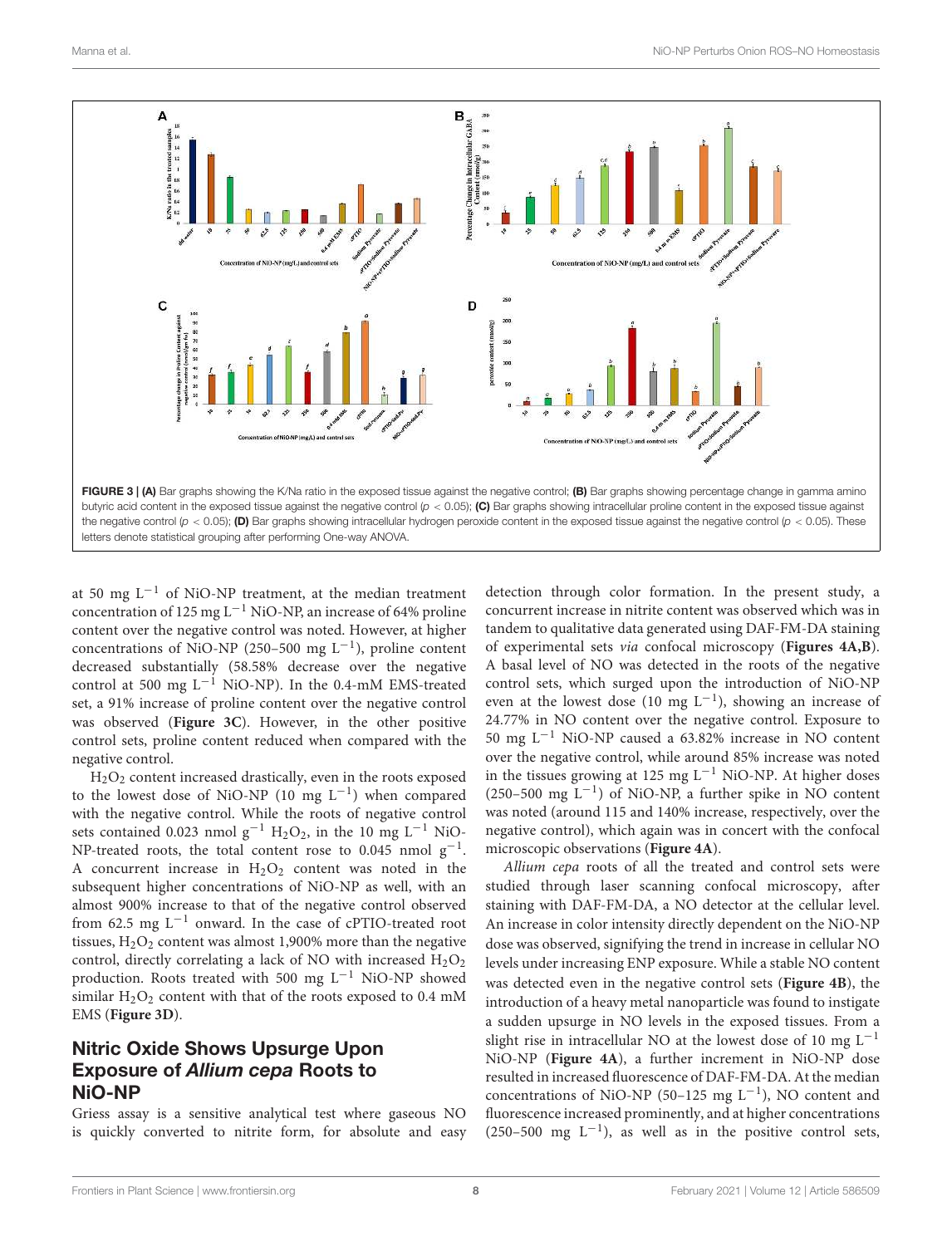FIGURE 3 | (A) Bar graphs showing the K/Na ratio in the exposed tissue against the negative control; (B) Bar graphs showing percentage change in gamma amino butyric acid content in the exposed tissue against the negative control ($p < 0.05$); (C) Bar graphs showing intracellular proline content in the exposed tissue against the negative control ($p < 0.05$); (D) Bar graphs showing intracellular hydrogen peroxide content in the exposed tissue against the negative control ($p < 0.05$). These letters denote statistical grouping after performing One-way ANOVA.

at 50 mg $L^{-1}$ of NiO-NP treatment, at the median treatment concentration of 125 mg $L^{-1}$ NiO-NP, an increase of 64% proline content over the negative control was noted. However, at higher concentrations of NiO-NP (250–500 mg $L^{-1}$), proline content decreased substantially (58.58% decrease over the negative control at 500 mg $L^{-1}$ NiO-NP). In the 0.4-mM EMS-treated set, a 91% increase of proline content over the negative control was observed (**Figure 3C**). However, in the other positive control sets, proline content reduced when compared with the negative control.

$H_2O_2$ content increased drastically, even in the roots exposed to the lowest dose of NiO-NP (10 mg $L^{-1}$) when compared with the negative control. While the roots of negative control sets contained 0.023 nmol $g^{-1}$ $H_2O_2$, in the 10 mg $L^{-1}$ NiO-NP-treated roots, the total content rose to 0.045 nmol $g^{-1}$. A concurrent increase in $H_2O_2$ content was noted in the subsequent higher concentrations of NiO-NP as well, with an almost 900% increase to that of the negative control observed from 62.5 mg $L^{-1}$ onward. In the case of cPTIO-treated root tissues, $H_2O_2$ content was almost 1,900% more than the negative control, directly correlating a lack of NO with increased $H_2O_2$ production. Roots treated with 500 mg $L^{-1}$ NiO-NP showed similar $H_2O_2$ content with that of the roots exposed to 0.4 mM EMS (**Figure 3D**).

## Nitric Oxide Shows Upsurge Upon Exposure of *Allium cepa* Roots to NiO-NP

Griess assay is a sensitive analytical test where gaseous NO is quickly converted to nitrite form, for absolute and easy detection through color formation. In the present study, a concurrent increase in nitrite content was observed which was in tandem to qualitative data generated using DAF-FM-DA staining of experimental sets *via* confocal microscopy (**Figures 4A,B**). A basal level of NO was detected in the roots of the negative control sets, which surged upon the introduction of NiO-NP even at the lowest dose (10 mg $L^{-1}$), showing an increase of 24.77% in NO content over the negative control. Exposure to 50 mg $L^{-1}$ NiO-NP caused a 63.82% increase in NO content over the negative control, while around 85% increase was noted in the tissues growing at 125 mg $L^{-1}$ NiO-NP. At higher doses (250–500 mg $L^{-1}$) of NiO-NP, a further spike in NO content was noted (around 115 and 140% increase, respectively, over the negative control), which again was in concert with the confocal microscopic observations (**Figure 4A**).

*Allium cepa* roots of all the treated and control sets were studied through laser scanning confocal microscopy, after staining with DAF-FM-DA, a NO detector at the cellular level. An increase in color intensity directly dependent on the NiO-NP dose was observed, signifying the trend in increase in cellular NO levels under increasing ENP exposure. While a stable NO content was detected even in the negative control sets (**Figure 4B**), the introduction of a heavy metal nanoparticle was found to instigate a sudden upsurge in NO levels in the exposed tissues. From a slight rise in intracellular NO at the lowest dose of 10 mg $L^{-1}$ NiO-NP (**Figure 4A**), a further increment in NiO-NP dose resulted in increased fluorescence of DAF-FM-DA. At the median concentrations of NiO-NP (50–125 mg $L^{-1}$), NO content and fluorescence increased prominently, and at higher concentrations (250–500 mg $L^{-1}$), as well as in the positive control sets,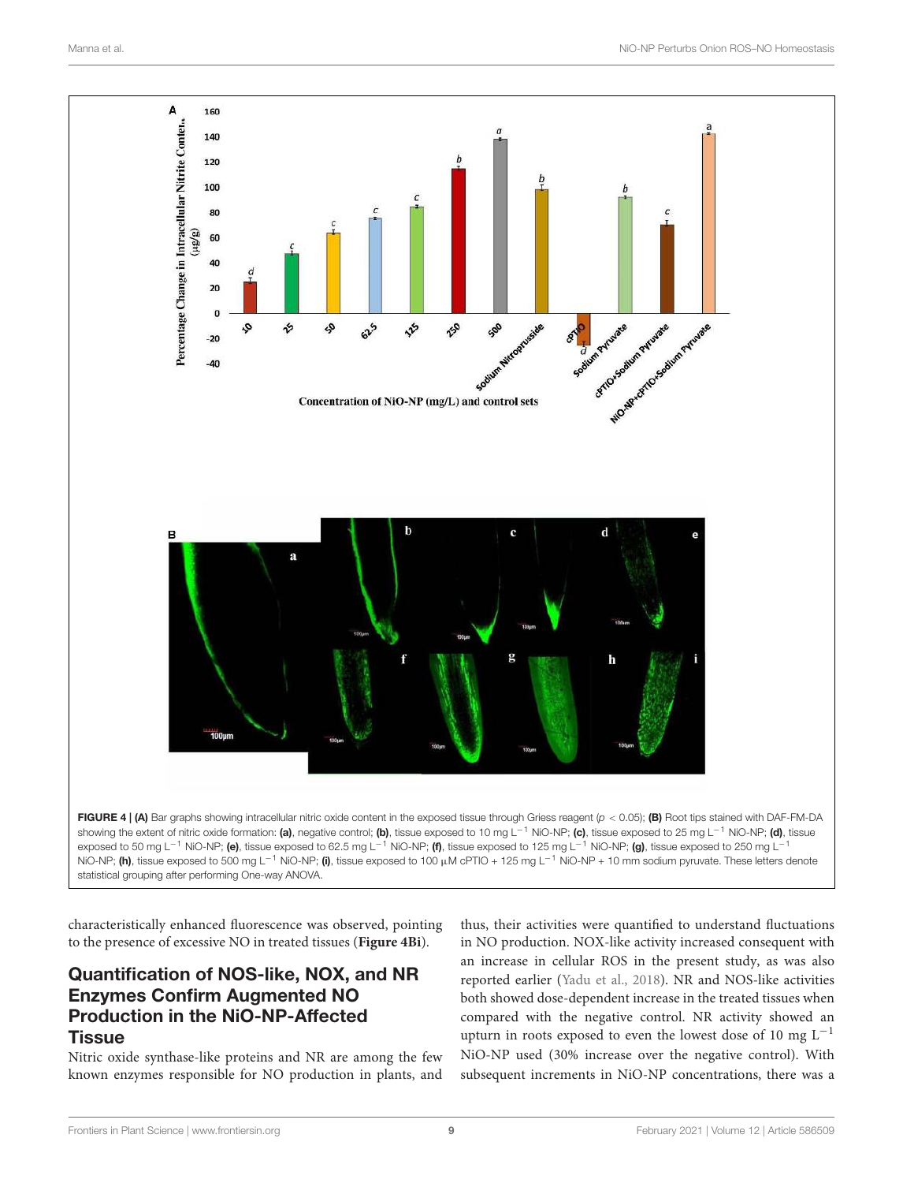FIGURE 4 | **(A)** Bar graphs showing intracellular nitric oxide content in the exposed tissue through Griess reagent ($p < 0.05$); **(B)** Root tips stained with DAF-FM-DA showing the extent of nitric oxide formation: **(a)**, negative control; **(b)**, tissue exposed to 10 mg $L^{-1}$ NiO-NP; **(c)**, tissue exposed to 25 mg $L^{-1}$ NiO-NP; **(d)**, tissue exposed to 50 mg $L^{-1}$ NiO-NP; **(e)**, tissue exposed to 62.5 mg $L^{-1}$ NiO-NP; **(f)**, tissue exposed to 125 mg $L^{-1}$ NiO-NP; **(g)**, tissue exposed to 250 mg $L^{-1}$ NiO-NP; **(h)**, tissue exposed to 500 mg $L^{-1}$ NiO-NP; **(i)**, tissue exposed to 100 μM cPTIO + 125 mg $L^{-1}$ NiO-NP + 10 mm sodium pyruvate. These letters denote statistical grouping after performing One-way ANOVA.

characteristically enhanced fluorescence was observed, pointing to the presence of excessive NO in treated tissues (**Figure 4Bi**).

## Quantification of NOS-like, NOX, and NR Enzymes Confirm Augmented NO Production in the NiO-NP-Affected Tissue

Nitric oxide synthase-like proteins and NR are among the few known enzymes responsible for NO production in plants, and thus, their activities were quantified to understand fluctuations in NO production. NOX-like activity increased consequent with an increase in cellular ROS in the present study, as was also reported earlier (Yadu et al., 2018). NR and NOS-like activities both showed dose-dependent increase in the treated tissues when compared with the negative control. NR activity showed an upturn in roots exposed to even the lowest dose of 10 mg $L^{-1}$ NiO-NP used (30% increase over the negative control). With subsequent increments in NiO-NP concentrations, there was a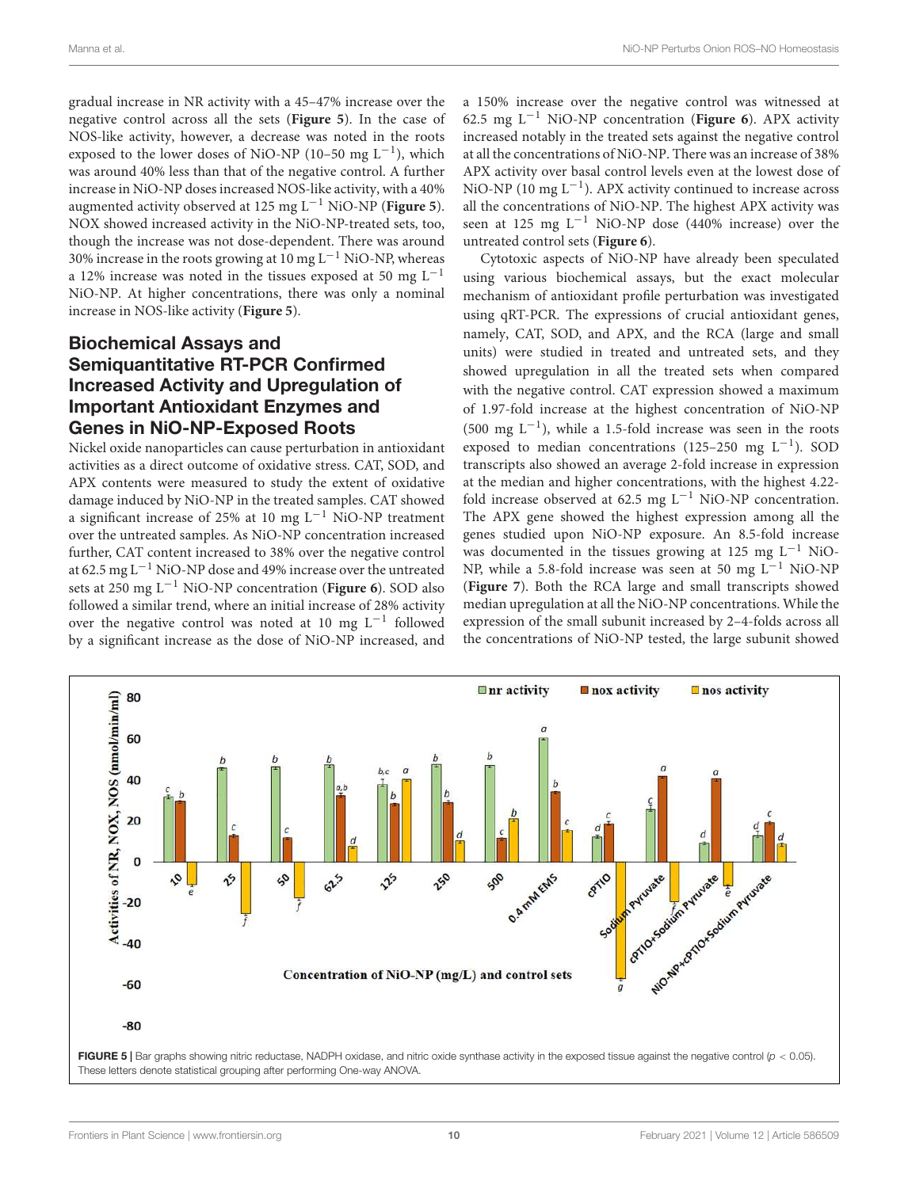gradual increase in NR activity with a 45–47% increase over the negative control across all the sets (**Figure 5**). In the case of NOS-like activity, however, a decrease was noted in the roots exposed to the lower doses of NiO-NP (10–50 mg $L^{-1}$), which was around 40% less than that of the negative control. A further increase in NiO-NP doses increased NOS-like activity, with a 40% augmented activity observed at 125 mg $L^{-1}$ NiO-NP (**Figure 5**). NOX showed increased activity in the NiO-NP-treated sets, too, though the increase was not dose-dependent. There was around 30% increase in the roots growing at 10 mg $L^{-1}$ NiO-NP, whereas a 12% increase was noted in the tissues exposed at 50 mg $L^{-1}$ NiO-NP. At higher concentrations, there was only a nominal increase in NOS-like activity (**Figure 5**).

## Biochemical Assays and Semiquantitative RT-PCR Confirmed Increased Activity and Upregulation of Important Antioxidant Enzymes and Genes in NiO-NP-Exposed Roots

Nickel oxide nanoparticles can cause perturbation in antioxidant activities as a direct outcome of oxidative stress. CAT, SOD, and APX contents were measured to study the extent of oxidative damage induced by NiO-NP in the treated samples. CAT showed a significant increase of 25% at 10 mg $L^{-1}$ NiO-NP treatment over the untreated samples. As NiO-NP concentration increased further, CAT content increased to 38% over the negative control at 62.5 mg $L^{-1}$ NiO-NP dose and 49% increase over the untreated sets at 250 mg $L^{-1}$ NiO-NP concentration (**Figure 6**). SOD also followed a similar trend, where an initial increase of 28% activity over the negative control was noted at 10 mg $L^{-1}$ followed by a significant increase as the dose of NiO-NP increased, and a 150% increase over the negative control was witnessed at 62.5 mg $L^{-1}$ NiO-NP concentration (**Figure 6**). APX activity increased notably in the treated sets against the negative control at all the concentrations of NiO-NP. There was an increase of 38% APX activity over basal control levels even at the lowest dose of NiO-NP (10 mg $L^{-1}$). APX activity continued to increase across all the concentrations of NiO-NP. The highest APX activity was seen at 125 mg $L^{-1}$ NiO-NP dose (440% increase) over the untreated control sets (**Figure 6**).

Cytotoxic aspects of NiO-NP have already been speculated using various biochemical assays, but the exact molecular mechanism of antioxidant profile perturbation was investigated using qRT-PCR. The expressions of crucial antioxidant genes, namely, CAT, SOD, and APX, and the RCA (large and small units) were studied in treated and untreated sets, and they showed upregulation in all the treated sets when compared with the negative control. CAT expression showed a maximum of 1.97-fold increase at the highest concentration of NiO-NP (500 mg $L^{-1}$), while a 1.5-fold increase was seen in the roots exposed to median concentrations (125–250 mg $L^{-1}$). SOD transcripts also showed an average 2-fold increase in expression at the median and higher concentrations, with the highest 4.22-fold increase observed at 62.5 mg $L^{-1}$ NiO-NP concentration. The APX gene showed the highest expression among all the genes studied upon NiO-NP exposure. An 8.5-fold increase was documented in the tissues growing at 125 mg $L^{-1}$ NiO-NP, while a 5.8-fold increase was seen at 50 mg $L^{-1}$ NiO-NP (**Figure 7**). Both the RCA large and small transcripts showed median upregulation at all the NiO-NP concentrations. While the expression of the small subunit increased by 2–4-folds across all the concentrations of NiO-NP tested, the large subunit showed

**FIGURE 5** | Bar graphs showing nitric reductase, NADPH oxidase, and nitric oxide synthase activity in the exposed tissue against the negative control ($p < 0.05$). These letters denote statistical grouping after performing One-way ANOVA.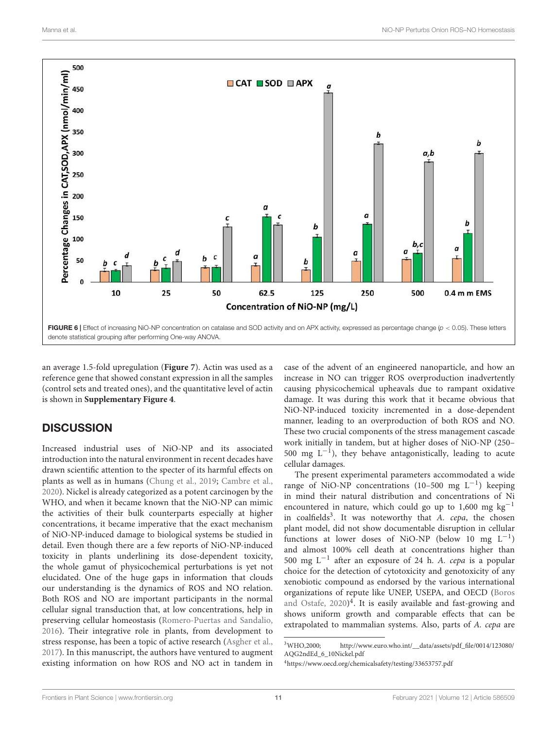**FIGURE 6 |** Effect of increasing NiO-NP concentration on catalase and SOD activity and on APX activity, expressed as percentage change ($p < 0.05$). These letters denote statistical grouping after performing One-way ANOVA.

an average 1.5-fold upregulation (**Figure 7**). Actin was used as a reference gene that showed constant expression in all the samples (control sets and treated ones), and the quantitative level of actin is shown in **Supplementary Figure 4**.

## DISCUSSION

Increased industrial uses of NiO-NP and its associated introduction into the natural environment in recent decades have drawn scientific attention to the specter of its harmful effects on plants as well as in humans (Chung et al., 2019; Cambre et al., 2020). Nickel is already categorized as a potent carcinogen by the WHO, and when it became known that the NiO-NP can mimic the activities of their bulk counterparts especially at higher concentrations, it became imperative that the exact mechanism of NiO-NP-induced damage to biological systems be studied in detail. Even though there are a few reports of NiO-NP-induced toxicity in plants underlining its dose-dependent toxicity, the whole gamut of physicochemical perturbations is yet not elucidated. One of the huge gaps in information that clouds our understanding is the dynamics of ROS and NO relation. Both ROS and NO are important participants in the normal cellular signal transduction that, at low concentrations, help in preserving cellular homeostasis (Romero-Puertas and Sandalio, 2016). Their integrative role in plants, from development to stress response, has been a topic of active research (Asgher et al., 2017). In this manuscript, the authors have ventured to augment existing information on how ROS and NO act in tandem in case of the advent of an engineered nanoparticle, and how an increase in NO can trigger ROS overproduction inadvertently causing physicochemical upheavals due to rampant oxidative damage. It was during this work that it became obvious that NiO-NP-induced toxicity incremented in a dose-dependent manner, leading to an overproduction of both ROS and NO. These two crucial components of the stress management cascade work initially in tandem, but at higher doses of NiO-NP (250–500 mg $L^{-1}$), they behave antagonistically, leading to acute cellular damages.

The present experimental parameters accommodated a wide range of NiO-NP concentrations (10–500 mg $L^{-1}$) keeping in mind their natural distribution and concentrations of Ni encountered in nature, which could go up to 1,600 mg $kg^{-1}$ in coalfields[3]. It was noteworthy that *A. cepa*, the chosen plant model, did not show documentable disruption in cellular functions at lower doses of NiO-NP (below 10 mg $L^{-1}$) and almost 100% cell death at concentrations higher than 500 mg $L^{-1}$ after an exposure of 24 h. *A. cepa* is a popular choice for the detection of cytotoxicity and genotoxicity of any xenobiotic compound as endorsed by the various international organizations of repute like UNEP, USEPA, and OECD (Boros and Ostafe, 2020)[4]. It is easily available and fast-growing and shows uniform growth and comparable effects that can be extrapolated to mammalian systems. Also, parts of *A. cepa* are

[3] WHO,2000; http://www.euro.who.int/__data/assets/pdf_file/0014/123080/AQG2ndEd_6_10Nickel.pdf

[4] https://www.oecd.org/chemicalsafety/testing/33653757.pdf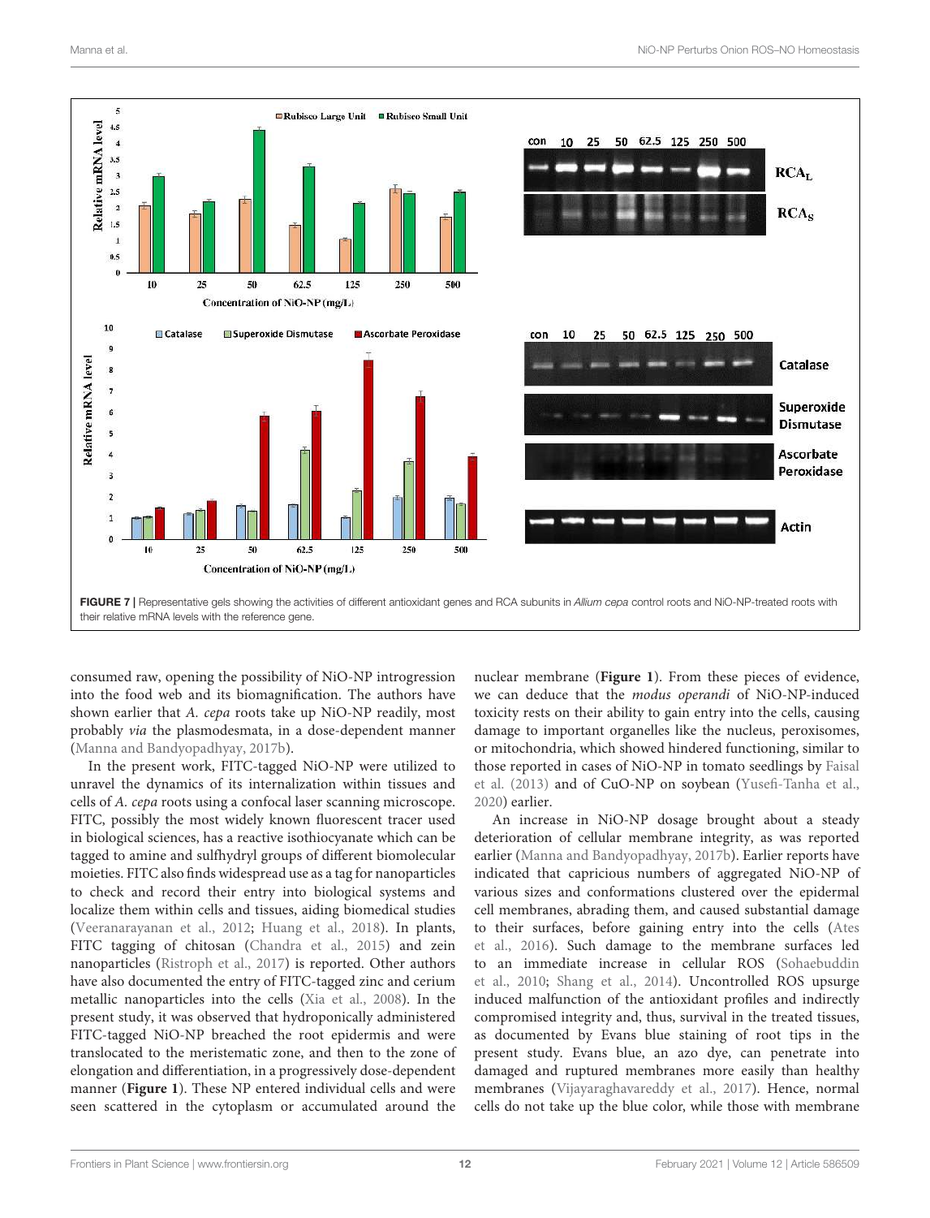FIGURE 7 | Representative gels showing the activities of different antioxidant genes and RCA subunits in *Allium cepa* control roots and NiO-NP-treated roots with their relative mRNA levels with the reference gene.

consumed raw, opening the possibility of NiO-NP introgression into the food web and its biomagnification. The authors have shown earlier that *A. cepa* roots take up NiO-NP readily, most probably *via* the plasmodesmata, in a dose-dependent manner (Manna and Bandyopadhyay, 2017b).

In the present work, FITC-tagged NiO-NP were utilized to unravel the dynamics of its internalization within tissues and cells of *A. cepa* roots using a confocal laser scanning microscope. FITC, possibly the most widely known fluorescent tracer used in biological sciences, has a reactive isothiocyanate which can be tagged to amine and sulfhydryl groups of different biomolecular moieties. FITC also finds widespread use as a tag for nanoparticles to check and record their entry into biological systems and localize them within cells and tissues, aiding biomedical studies (Veeranarayanan et al., 2012; Huang et al., 2018). In plants, FITC tagging of chitosan (Chandra et al., 2015) and zein nanoparticles (Ristroph et al., 2017) is reported. Other authors have also documented the entry of FITC-tagged zinc and cerium metallic nanoparticles into the cells (Xia et al., 2008). In the present study, it was observed that hydroponically administered FITC-tagged NiO-NP breached the root epidermis and were translocated to the meristematic zone, and then to the zone of elongation and differentiation, in a progressively dose-dependent manner (**Figure 1**). These NP entered individual cells and were seen scattered in the cytoplasm or accumulated around the nuclear membrane (**Figure 1**). From these pieces of evidence, we can deduce that the *modus operandi* of NiO-NP-induced toxicity rests on their ability to gain entry into the cells, causing damage to important organelles like the nucleus, peroxisomes, or mitochondria, which showed hindered functioning, similar to those reported in cases of NiO-NP in tomato seedlings by Faisal et al. (2013) and of CuO-NP on soybean (Yusefi-Tanha et al., 2020) earlier.

An increase in NiO-NP dosage brought about a steady deterioration of cellular membrane integrity, as was reported earlier (Manna and Bandyopadhyay, 2017b). Earlier reports have indicated that capricious numbers of aggregated NiO-NP of various sizes and conformations clustered over the epidermal cell membranes, abrading them, and caused substantial damage to their surfaces, before gaining entry into the cells (Ates et al., 2016). Such damage to the membrane surfaces led to an immediate increase in cellular ROS (Sohaebuddin et al., 2010; Shang et al., 2014). Uncontrolled ROS upsurge induced malfunction of the antioxidant profiles and indirectly compromised integrity and, thus, survival in the treated tissues, as documented by Evans blue staining of root tips in the present study. Evans blue, an azo dye, can penetrate into damaged and ruptured membranes more easily than healthy membranes (Vijayaraghavareddy et al., 2017). Hence, normal cells do not take up the blue color, while those with membrane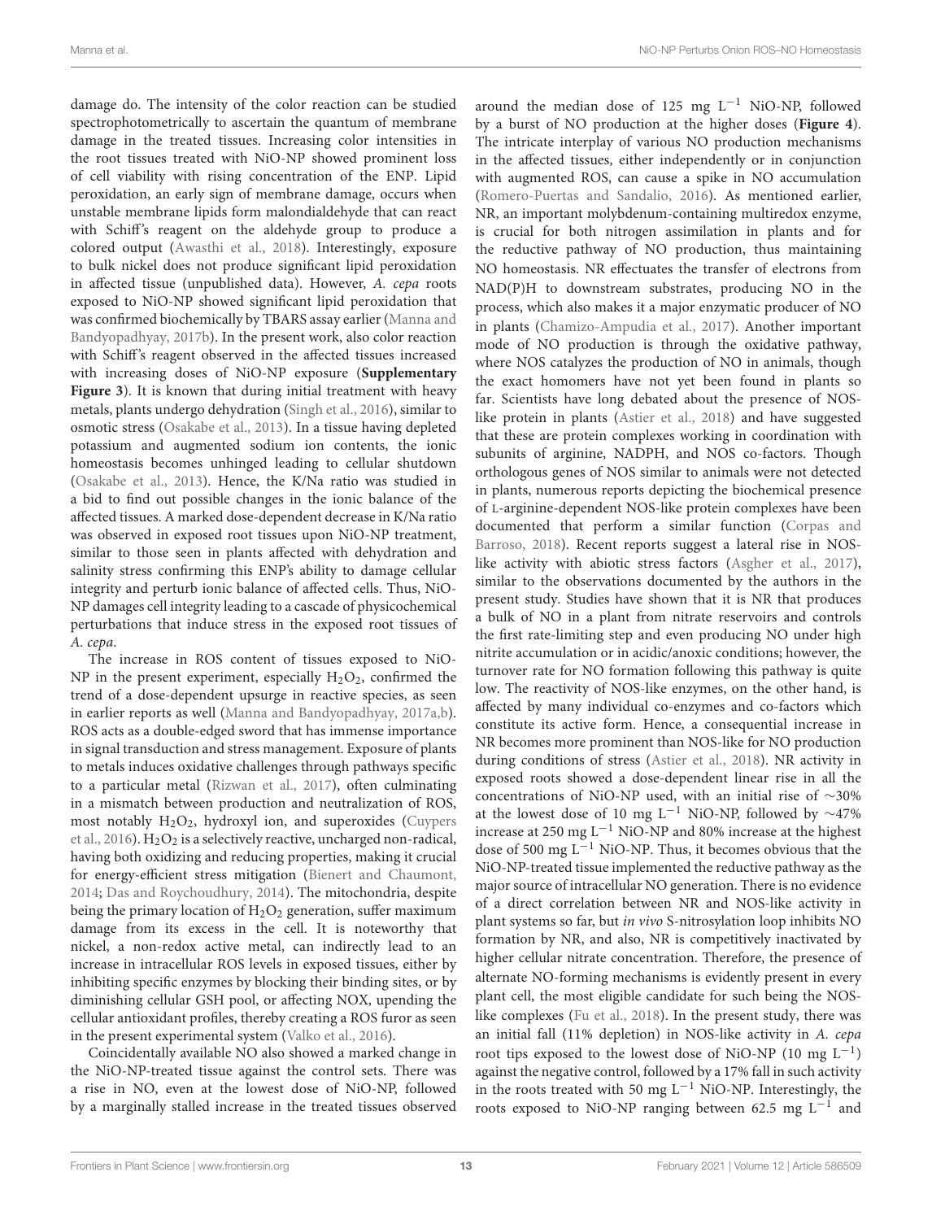damage do. The intensity of the color reaction can be studied spectrophotometrically to ascertain the quantum of membrane damage in the treated tissues. Increasing color intensities in the root tissues treated with NiO-NP showed prominent loss of cell viability with rising concentration of the ENP. Lipid peroxidation, an early sign of membrane damage, occurs when unstable membrane lipids form malondialdehyde that can react with Schiff's reagent on the aldehyde group to produce a colored output (Awasthi et al., 2018). Interestingly, exposure to bulk nickel does not produce significant lipid peroxidation in affected tissue (unpublished data). However, *A. cepa* roots exposed to NiO-NP showed significant lipid peroxidation that was confirmed biochemically by TBARS assay earlier (Manna and Bandyopadhyay, 2017b). In the present work, also color reaction with Schiff's reagent observed in the affected tissues increased with increasing doses of NiO-NP exposure (**Supplementary Figure 3**). It is known that during initial treatment with heavy metals, plants undergo dehydration (Singh et al., 2016), similar to osmotic stress (Osakabe et al., 2013). In a tissue having depleted potassium and augmented sodium ion contents, the ionic homeostasis becomes unhinged leading to cellular shutdown (Osakabe et al., 2013). Hence, the K/Na ratio was studied in a bid to find out possible changes in the ionic balance of the affected tissues. A marked dose-dependent decrease in K/Na ratio was observed in exposed root tissues upon NiO-NP treatment, similar to those seen in plants affected with dehydration and salinity stress confirming this ENP's ability to damage cellular integrity and perturb ionic balance of affected cells. Thus, NiO-NP damages cell integrity leading to a cascade of physicochemical perturbations that induce stress in the exposed root tissues of *A. cepa*.

The increase in ROS content of tissues exposed to NiO-NP in the present experiment, especially $H_2O_2$, confirmed the trend of a dose-dependent upsurge in reactive species, as seen in earlier reports as well (Manna and Bandyopadhyay, 2017a,b). ROS acts as a double-edged sword that has immense importance in signal transduction and stress management. Exposure of plants to metals induces oxidative challenges through pathways specific to a particular metal (Rizwan et al., 2017), often culminating in a mismatch between production and neutralization of ROS, most notably $H_2O_2$, hydroxyl ion, and superoxides (Cuypers et al., 2016). $H_2O_2$ is a selectively reactive, uncharged non-radical, having both oxidizing and reducing properties, making it crucial for energy-efficient stress mitigation (Bienert and Chaumont, 2014; Das and Roychoudhury, 2014). The mitochondria, despite being the primary location of $H_2O_2$ generation, suffer maximum damage from its excess in the cell. It is noteworthy that nickel, a non-redox active metal, can indirectly lead to an increase in intracellular ROS levels in exposed tissues, either by inhibiting specific enzymes by blocking their binding sites, or by diminishing cellular GSH pool, or affecting NOX, upending the cellular antioxidant profiles, thereby creating a ROS furor as seen in the present experimental system (Valko et al., 2016).

Coincidentally available NO also showed a marked change in the NiO-NP-treated tissue against the control sets. There was a rise in NO, even at the lowest dose of NiO-NP, followed by a marginally stalled increase in the treated tissues observed around the median dose of 125 mg $L^{-1}$ NiO-NP, followed by a burst of NO production at the higher doses (**Figure 4**). The intricate interplay of various NO production mechanisms in the affected tissues, either independently or in conjunction with augmented ROS, can cause a spike in NO accumulation (Romero-Puertas and Sandalio, 2016). As mentioned earlier, NR, an important molybdenum-containing multiredox enzyme, is crucial for both nitrogen assimilation in plants and for the reductive pathway of NO production, thus maintaining NO homeostasis. NR effectuates the transfer of electrons from NAD(P)H to downstream substrates, producing NO in the process, which also makes it a major enzymatic producer of NO in plants (Chamizo-Ampudia et al., 2017). Another important mode of NO production is through the oxidative pathway, where NOS catalyzes the production of NO in animals, though the exact homomers have not yet been found in plants so far. Scientists have long debated about the presence of NOS-like protein in plants (Astier et al., 2018) and have suggested that these are protein complexes working in coordination with subunits of arginine, NADPH, and NOS co-factors. Though orthologous genes of NOS similar to animals were not detected in plants, numerous reports depicting the biochemical presence of L-arginine-dependent NOS-like protein complexes have been documented that perform a similar function (Corpas and Barroso, 2018). Recent reports suggest a lateral rise in NOS-like activity with abiotic stress factors (Asgher et al., 2017), similar to the observations documented by the authors in the present study. Studies have shown that it is NR that produces a bulk of NO in a plant from nitrate reservoirs and controls the first rate-limiting step and even producing NO under high nitrite accumulation or in acidic/anoxic conditions; however, the turnover rate for NO formation following this pathway is quite low. The reactivity of NOS-like enzymes, on the other hand, is affected by many individual co-enzymes and co-factors which constitute its active form. Hence, a consequential increase in NR becomes more prominent than NOS-like for NO production during conditions of stress (Astier et al., 2018). NR activity in exposed roots showed a dose-dependent linear rise in all the concentrations of NiO-NP used, with an initial rise of ∼30% at the lowest dose of 10 mg $L^{-1}$ NiO-NP, followed by ∼47% increase at 250 mg $L^{-1}$ NiO-NP and 80% increase at the highest dose of 500 mg $L^{-1}$ NiO-NP. Thus, it becomes obvious that the NiO-NP-treated tissue implemented the reductive pathway as the major source of intracellular NO generation. There is no evidence of a direct correlation between NR and NOS-like activity in plant systems so far, but *in vivo* S-nitrosylation loop inhibits NO formation by NR, and also, NR is competitively inactivated by higher cellular nitrate concentration. Therefore, the presence of alternate NO-forming mechanisms is evidently present in every plant cell, the most eligible candidate for such being the NOS-like complexes (Fu et al., 2018). In the present study, there was an initial fall (11% depletion) in NOS-like activity in *A. cepa* root tips exposed to the lowest dose of NiO-NP (10 mg $L^{-1}$) against the negative control, followed by a 17% fall in such activity in the roots treated with 50 mg $L^{-1}$ NiO-NP. Interestingly, the roots exposed to NiO-NP ranging between 62.5 mg $L^{-1}$ and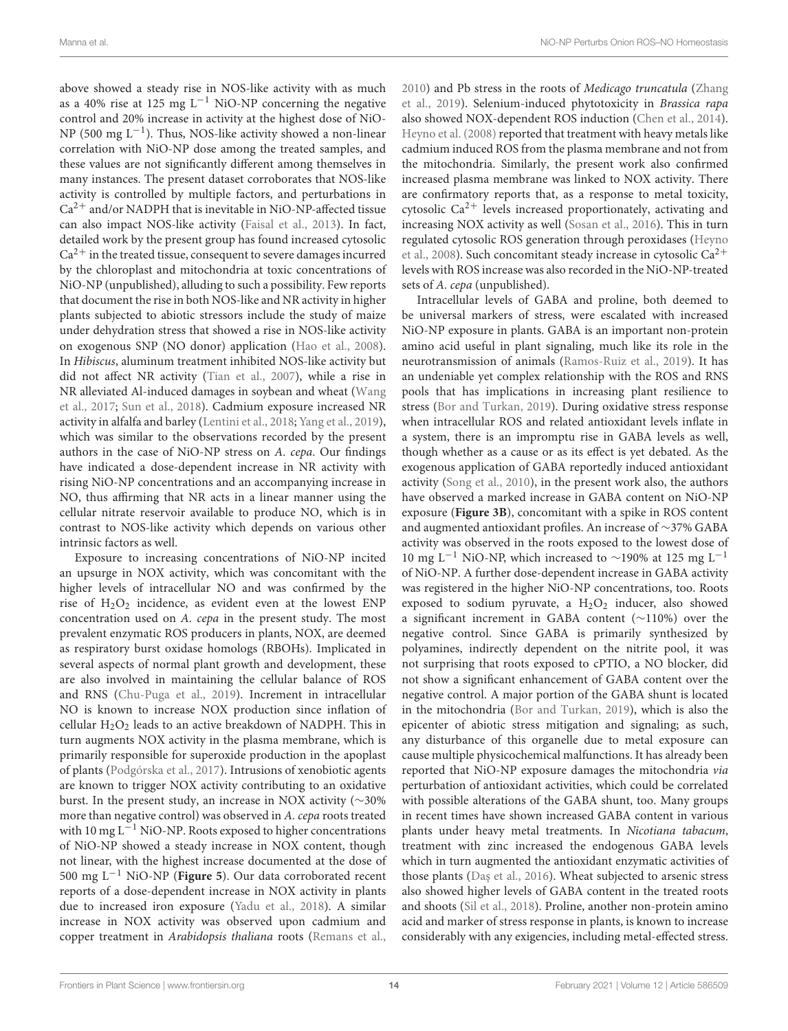above showed a steady rise in NOS-like activity with as much as a 40% rise at 125 mg $L^{-1}$ NiO-NP concerning the negative control and 20% increase in activity at the highest dose of NiO-NP (500 mg $L^{-1}$). Thus, NOS-like activity showed a non-linear correlation with NiO-NP dose among the treated samples, and these values are not significantly different among themselves in many instances. The present dataset corroborates that NOS-like activity is controlled by multiple factors, and perturbations in $Ca^{2+}$ and/or NADPH that is inevitable in NiO-NP-affected tissue can also impact NOS-like activity (Faisal et al., 2013). In fact, detailed work by the present group has found increased cytosolic $Ca^{2+}$ in the treated tissue, consequent to severe damages incurred by the chloroplast and mitochondria at toxic concentrations of NiO-NP (unpublished), alluding to such a possibility. Few reports that document the rise in both NOS-like and NR activity in higher plants subjected to abiotic stressors include the study of maize under dehydration stress that showed a rise in NOS-like activity on exogenous SNP (NO donor) application (Hao et al., 2008). In *Hibiscus*, aluminum treatment inhibited NOS-like activity but did not affect NR activity (Tian et al., 2007), while a rise in NR alleviated Al-induced damages in soybean and wheat (Wang et al., 2017; Sun et al., 2018). Cadmium exposure increased NR activity in alfalfa and barley (Lentini et al., 2018; Yang et al., 2019), which was similar to the observations recorded by the present authors in the case of NiO-NP stress on *A. cepa*. Our findings have indicated a dose-dependent increase in NR activity with rising NiO-NP concentrations and an accompanying increase in NO, thus affirming that NR acts in a linear manner using the cellular nitrate reservoir available to produce NO, which is in contrast to NOS-like activity which depends on various other intrinsic factors as well.

Exposure to increasing concentrations of NiO-NP incited an upsurge in NOX activity, which was concomitant with the higher levels of intracellular NO and was confirmed by the rise of $H_2O_2$ incidence, as evident even at the lowest ENP concentration used on *A. cepa* in the present study. The most prevalent enzymatic ROS producers in plants, NOX, are deemed as respiratory burst oxidase homologs (RBOHs). Implicated in several aspects of normal plant growth and development, these are also involved in maintaining the cellular balance of ROS and RNS (Chu-Puga et al., 2019). Increment in intracellular NO is known to increase NOX production since inflation of cellular $H_2O_2$ leads to an active breakdown of NADPH. This in turn augments NOX activity in the plasma membrane, which is primarily responsible for superoxide production in the apoplast of plants (Podgórska et al., 2017). Intrusions of xenobiotic agents are known to trigger NOX activity contributing to an oxidative burst. In the present study, an increase in NOX activity (~30% more than negative control) was observed in *A. cepa* roots treated with 10 mg $L^{-1}$ NiO-NP. Roots exposed to higher concentrations of NiO-NP showed a steady increase in NOX content, though not linear, with the highest increase documented at the dose of 500 mg $L^{-1}$ NiO-NP (**Figure 5**). Our data corroborated recent reports of a dose-dependent increase in NOX activity in plants due to increased iron exposure (Yadu et al., 2018). A similar increase in NOX activity was observed upon cadmium and copper treatment in *Arabidopsis thaliana* roots (Remans et al., 2010) and Pb stress in the roots of *Medicago truncatula* (Zhang et al., 2019). Selenium-induced phytotoxicity in *Brassica rapa* also showed NOX-dependent ROS induction (Chen et al., 2014). Heyno et al. (2008) reported that treatment with heavy metals like cadmium induced ROS from the plasma membrane and not from the mitochondria. Similarly, the present work also confirmed increased plasma membrane was linked to NOX activity. There are confirmatory reports that, as a response to metal toxicity, cytosolic $Ca^{2+}$ levels increased proportionately, activating and increasing NOX activity as well (Sosan et al., 2016). This in turn regulated cytosolic ROS generation through peroxidases (Heyno et al., 2008). Such concomitant steady increase in cytosolic $Ca^{2+}$ levels with ROS increase was also recorded in the NiO-NP-treated sets of *A. cepa* (unpublished).

Intracellular levels of GABA and proline, both deemed to be universal markers of stress, were escalated with increased NiO-NP exposure in plants. GABA is an important non-protein amino acid useful in plant signaling, much like its role in the neurotransmission of animals (Ramos-Ruiz et al., 2019). It has an undeniable yet complex relationship with the ROS and RNS pools that has implications in increasing plant resilience to stress (Bor and Turkan, 2019). During oxidative stress response when intracellular ROS and related antioxidant levels inflate in a system, there is an impromptu rise in GABA levels as well, though whether as a cause or as its effect is yet debated. As the exogenous application of GABA reportedly induced antioxidant activity (Song et al., 2010), in the present work also, the authors have observed a marked increase in GABA content on NiO-NP exposure (**Figure 3B**), concomitant with a spike in ROS content and augmented antioxidant profiles. An increase of ~37% GABA activity was observed in the roots exposed to the lowest dose of 10 mg $L^{-1}$ NiO-NP, which increased to ~190% at 125 mg $L^{-1}$ of NiO-NP. A further dose-dependent increase in GABA activity was registered in the higher NiO-NP concentrations, too. Roots exposed to sodium pyruvate, a $H_2O_2$ inducer, also showed a significant increment in GABA content (~110%) over the negative control. Since GABA is primarily synthesized by polyamines, indirectly dependent on the nitrite pool, it was not surprising that roots exposed to cPTIO, a NO blocker, did not show a significant enhancement of GABA content over the negative control. A major portion of the GABA shunt is located in the mitochondria (Bor and Turkan, 2019), which is also the epicenter of abiotic stress mitigation and signaling; as such, any disturbance of this organelle due to metal exposure can cause multiple physicochemical malfunctions. It has already been reported that NiO-NP exposure damages the mitochondria *via* perturbation of antioxidant activities, which could be correlated with possible alterations of the GABA shunt, too. Many groups in recent times have shown increased GABA content in various plants under heavy metal treatments. In *Nicotiana tabacum*, treatment with zinc increased the endogenous GABA levels which in turn augmented the antioxidant enzymatic activities of those plants (Daş et al., 2016). Wheat subjected to arsenic stress also showed higher levels of GABA content in the treated roots and shoots (Sil et al., 2018). Proline, another non-protein amino acid and marker of stress response in plants, is known to increase considerably with any exigencies, including metal-effected stress.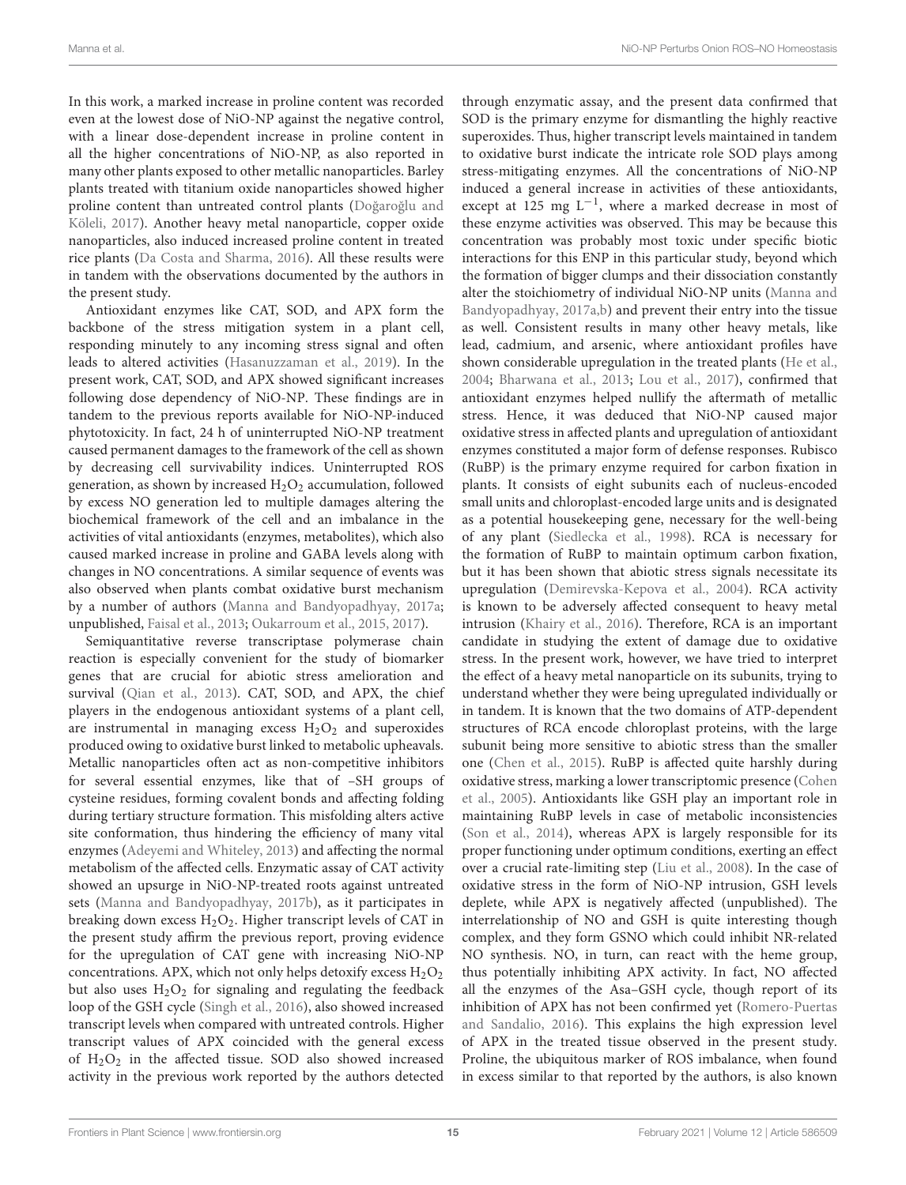In this work, a marked increase in proline content was recorded even at the lowest dose of NiO-NP against the negative control, with a linear dose-dependent increase in proline content in all the higher concentrations of NiO-NP, as also reported in many other plants exposed to other metallic nanoparticles. Barley plants treated with titanium oxide nanoparticles showed higher proline content than untreated control plants (Doğaroğlu and Köleli, 2017). Another heavy metal nanoparticle, copper oxide nanoparticles, also induced increased proline content in treated rice plants (Da Costa and Sharma, 2016). All these results were in tandem with the observations documented by the authors in the present study.

Antioxidant enzymes like CAT, SOD, and APX form the backbone of the stress mitigation system in a plant cell, responding minutely to any incoming stress signal and often leads to altered activities (Hasanuzzaman et al., 2019). In the present work, CAT, SOD, and APX showed significant increases following dose dependency of NiO-NP. These findings are in tandem to the previous reports available for NiO-NP-induced phytotoxicity. In fact, 24 h of uninterrupted NiO-NP treatment caused permanent damages to the framework of the cell as shown by decreasing cell survivability indices. Uninterrupted ROS generation, as shown by increased $H_2O_2$ accumulation, followed by excess NO generation led to multiple damages altering the biochemical framework of the cell and an imbalance in the activities of vital antioxidants (enzymes, metabolites), which also caused marked increase in proline and GABA levels along with changes in NO concentrations. A similar sequence of events was also observed when plants combat oxidative burst mechanism by a number of authors (Manna and Bandyopadhyay, 2017a; unpublished, Faisal et al., 2013; Oukarroum et al., 2015, 2017).

Semiquantitative reverse transcriptase polymerase chain reaction is especially convenient for the study of biomarker genes that are crucial for abiotic stress amelioration and survival (Qian et al., 2013). CAT, SOD, and APX, the chief players in the endogenous antioxidant systems of a plant cell, are instrumental in managing excess $H_2O_2$ and superoxides produced owing to oxidative burst linked to metabolic upheavals. Metallic nanoparticles often act as non-competitive inhibitors for several essential enzymes, like that of –SH groups of cysteine residues, forming covalent bonds and affecting folding during tertiary structure formation. This misfolding alters active site conformation, thus hindering the efficiency of many vital enzymes (Adeyemi and Whiteley, 2013) and affecting the normal metabolism of the affected cells. Enzymatic assay of CAT activity showed an upsurge in NiO-NP-treated roots against untreated sets (Manna and Bandyopadhyay, 2017b), as it participates in breaking down excess $H_2O_2$. Higher transcript levels of CAT in the present study affirm the previous report, proving evidence for the upregulation of CAT gene with increasing NiO-NP concentrations. APX, which not only helps detoxify excess $H_2O_2$ but also uses $H_2O_2$ for signaling and regulating the feedback loop of the GSH cycle (Singh et al., 2016), also showed increased transcript levels when compared with untreated controls. Higher transcript values of APX coincided with the general excess of $H_2O_2$ in the affected tissue. SOD also showed increased activity in the previous work reported by the authors detected through enzymatic assay, and the present data confirmed that SOD is the primary enzyme for dismantling the highly reactive superoxides. Thus, higher transcript levels maintained in tandem to oxidative burst indicate the intricate role SOD plays among stress-mitigating enzymes. All the concentrations of NiO-NP induced a general increase in activities of these antioxidants, except at 125 mg $L^{-1}$, where a marked decrease in most of these enzyme activities was observed. This may be because this concentration was probably most toxic under specific biotic interactions for this ENP in this particular study, beyond which the formation of bigger clumps and their dissociation constantly alter the stoichiometry of individual NiO-NP units (Manna and Bandyopadhyay, 2017a,b) and prevent their entry into the tissue as well. Consistent results in many other heavy metals, like lead, cadmium, and arsenic, where antioxidant profiles have shown considerable upregulation in the treated plants (He et al., 2004; Bharwana et al., 2013; Lou et al., 2017), confirmed that antioxidant enzymes helped nullify the aftermath of metallic stress. Hence, it was deduced that NiO-NP caused major oxidative stress in affected plants and upregulation of antioxidant enzymes constituted a major form of defense responses. Rubisco (RuBP) is the primary enzyme required for carbon fixation in plants. It consists of eight subunits each of nucleus-encoded small units and chloroplast-encoded large units and is designated as a potential housekeeping gene, necessary for the well-being of any plant (Siedlecka et al., 1998). RCA is necessary for the formation of RuBP to maintain optimum carbon fixation, but it has been shown that abiotic stress signals necessitate its upregulation (Demirevska-Kepova et al., 2004). RCA activity is known to be adversely affected consequent to heavy metal intrusion (Khairy et al., 2016). Therefore, RCA is an important candidate in studying the extent of damage due to oxidative stress. In the present work, however, we have tried to interpret the effect of a heavy metal nanoparticle on its subunits, trying to understand whether they were being upregulated individually or in tandem. It is known that the two domains of ATP-dependent structures of RCA encode chloroplast proteins, with the large subunit being more sensitive to abiotic stress than the smaller one (Chen et al., 2015). RuBP is affected quite harshly during oxidative stress, marking a lower transcriptomic presence (Cohen et al., 2005). Antioxidants like GSH play an important role in maintaining RuBP levels in case of metabolic inconsistencies (Son et al., 2014), whereas APX is largely responsible for its proper functioning under optimum conditions, exerting an effect over a crucial rate-limiting step (Liu et al., 2008). In the case of oxidative stress in the form of NiO-NP intrusion, GSH levels deplete, while APX is negatively affected (unpublished). The interrelationship of NO and GSH is quite interesting though complex, and they form GSNO which could inhibit NR-related NO synthesis. NO, in turn, can react with the heme group, thus potentially inhibiting APX activity. In fact, NO affected all the enzymes of the Asa–GSH cycle, though report of its inhibition of APX has not been confirmed yet (Romero-Puertas and Sandalio, 2016). This explains the high expression level of APX in the treated tissue observed in the present study. Proline, the ubiquitous marker of ROS imbalance, when found in excess similar to that reported by the authors, is also known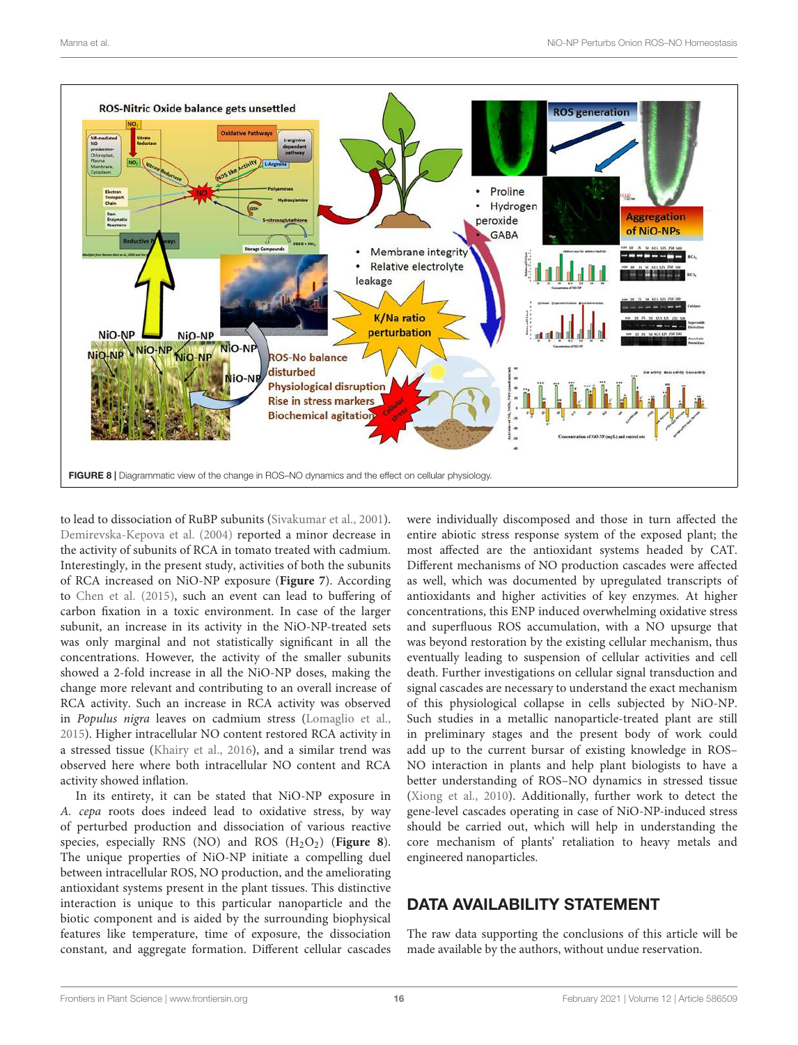**FIGURE 8** | Diagrammatic view of the change in ROS–NO dynamics and the effect on cellular physiology.

to lead to dissociation of RuBP subunits (Sivakumar et al., 2001). Demirevska-Kepova et al. (2004) reported a minor decrease in the activity of subunits of RCA in tomato treated with cadmium. Interestingly, in the present study, activities of both the subunits of RCA increased on NiO-NP exposure (**Figure 7**). According to Chen et al. (2015), such an event can lead to buffering of carbon fixation in a toxic environment. In case of the larger subunit, an increase in its activity in the NiO-NP-treated sets was only marginal and not statistically significant in all the concentrations. However, the activity of the smaller subunits showed a 2-fold increase in all the NiO-NP doses, making the change more relevant and contributing to an overall increase of RCA activity. Such an increase in RCA activity was observed in *Populus nigra* leaves on cadmium stress (Lomaglio et al., 2015). Higher intracellular NO content restored RCA activity in a stressed tissue (Khairy et al., 2016), and a similar trend was observed here where both intracellular NO content and RCA activity showed inflation.

In its entirety, it can be stated that NiO-NP exposure in *A. cepa* roots does indeed lead to oxidative stress, by way of perturbed production and dissociation of various reactive species, especially RNS (NO) and ROS ($H_2O_2$) (**Figure 8**). The unique properties of NiO-NP initiate a compelling duel between intracellular ROS, NO production, and the ameliorating antioxidant systems present in the plant tissues. This distinctive interaction is unique to this particular nanoparticle and the biotic component and is aided by the surrounding biophysical features like temperature, time of exposure, the dissociation constant, and aggregate formation. Different cellular cascades were individually discomposed and those in turn affected the entire abiotic stress response system of the exposed plant; the most affected are the antioxidant systems headed by CAT. Different mechanisms of NO production cascades were affected as well, which was documented by upregulated transcripts of antioxidants and higher activities of key enzymes. At higher concentrations, this ENP induced overwhelming oxidative stress and superfluous ROS accumulation, with a NO upsurge that was beyond restoration by the existing cellular mechanism, thus eventually leading to suspension of cellular activities and cell death. Further investigations on cellular signal transduction and signal cascades are necessary to understand the exact mechanism of this physiological collapse in cells subjected by NiO-NP. Such studies in a metallic nanoparticle-treated plant are still in preliminary stages and the present body of work could add up to the current bursar of existing knowledge in ROS–NO interaction in plants and help plant biologists to have a better understanding of ROS–NO dynamics in stressed tissue (Xiong et al., 2010). Additionally, further work to detect the gene-level cascades operating in case of NiO-NP-induced stress should be carried out, which will help in understanding the core mechanism of plants' retaliation to heavy metals and engineered nanoparticles.

## DATA AVAILABILITY STATEMENT

The raw data supporting the conclusions of this article will be made available by the authors, without undue reservation.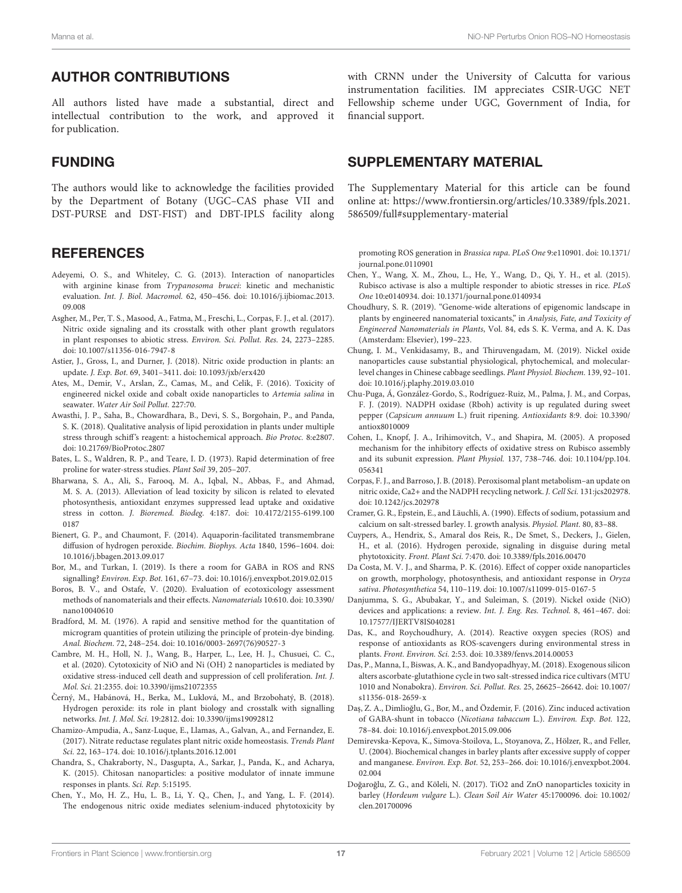## AUTHOR CONTRIBUTIONS

All authors listed have made a substantial, direct and intellectual contribution to the work, and approved it for publication.

## FUNDING

The authors would like to acknowledge the facilities provided by the Department of Botany (UGC–CAS phase VII and DST-PURSE and DST-FIST) and DBT-IPLS facility along with CRNN under the University of Calcutta for various instrumentation facilities. IM appreciates CSIR-UGC NET Fellowship scheme under UGC, Government of India, for financial support.

## SUPPLEMENTARY MATERIAL

The Supplementary Material for this article can be found online at: https://www.frontiersin.org/articles/10.3389/fpls.2021.586509/full#supplementary-material

## REFERENCES

Adeyemi, O. S., and Whiteley, C. G. (2013). Interaction of nanoparticles with arginine kinase from *Trypanosoma brucei*: kinetic and mechanistic evaluation. *Int. J. Biol. Macromol.* 62, 450–456. doi: 10.1016/j.ijbiomac.2013.09.008

Asgher, M., Per, T. S., Masood, A., Fatma, M., Freschi, L., Corpas, F. J., et al. (2017). Nitric oxide signaling and its crosstalk with other plant growth regulators in plant responses to abiotic stress. *Environ. Sci. Pollut. Res.* 24, 2273–2285. doi: 10.1007/s11356-016-7947-8

Astier, J., Gross, I., and Durner, J. (2018). Nitric oxide production in plants: an update. *J. Exp. Bot.* 69, 3401–3411. doi: 10.1093/jxb/erx420

Ates, M., Demir, V., Arslan, Z., Camas, M., and Celik, F. (2016). Toxicity of engineered nickel oxide and cobalt oxide nanoparticles to *Artemia salina* in seawater. *Water Air Soil Pollut.* 227:70.

Awasthi, J. P., Saha, B., Chowardhara, B., Devi, S. S., Borgohain, P., and Panda, S. K. (2018). Qualitative analysis of lipid peroxidation in plants under multiple stress through schiff's reagent: a histochemical approach. *Bio Protoc.* 8:e2807. doi: 10.21769/BioProtoc.2807

Bates, L. S., Waldren, R. P., and Teare, I. D. (1973). Rapid determination of free proline for water-stress studies. *Plant Soil* 39, 205–207.

Bharwana, S. A., Ali, S., Farooq, M. A., Iqbal, N., Abbas, F., and Ahmad, M. S. A. (2013). Alleviation of lead toxicity by silicon is related to elevated photosynthesis, antioxidant enzymes suppressed lead uptake and oxidative stress in cotton. *J. Bioremed. Biodeg.* 4:187. doi: 10.4172/2155-6199.1000187

Bienert, G. P., and Chaumont, F. (2014). Aquaporin-facilitated transmembrane diffusion of hydrogen peroxide. *Biochim. Biophys. Acta* 1840, 1596–1604. doi: 10.1016/j.bbagen.2013.09.017

Bor, M., and Turkan, I. (2019). Is there a room for GABA in ROS and RNS signalling? *Environ. Exp. Bot.* 161, 67–73. doi: 10.1016/j.envexpbot.2019.02.015

Boros, B. V., and Ostafe, V. (2020). Evaluation of ecotoxicology assessment methods of nanomaterials and their effects. *Nanomaterials* 10:610. doi: 10.3390/nano10040610

Bradford, M. M. (1976). A rapid and sensitive method for the quantitation of microgram quantities of protein utilizing the principle of protein-dye binding. *Anal. Biochem.* 72, 248–254. doi: 10.1016/0003-2697(76)90527-3

Cambre, M. H., Holl, N. J., Wang, B., Harper, L., Lee, H. J., Chusuei, C. C., et al. (2020). Cytotoxicity of NiO and Ni (OH) 2 nanoparticles is mediated by oxidative stress-induced cell death and suppression of cell proliferation. *Int. J. Mol. Sci.* 21:2355. doi: 10.3390/ijms21072355

Černý, M., Habánová, H., Berka, M., Luklová, M., and Brzobohatý, B. (2018). Hydrogen peroxide: its role in plant biology and crosstalk with signalling networks. *Int. J. Mol. Sci.* 19:2812. doi: 10.3390/ijms19092812

Chamizo-Ampudia, A., Sanz-Luque, E., Llamas, A., Galvan, A., and Fernandez, E. (2017). Nitrate reductase regulates plant nitric oxide homeostasis. *Trends Plant Sci.* 22, 163–174. doi: 10.1016/j.tplants.2016.12.001

Chandra, S., Chakraborty, N., Dasgupta, A., Sarkar, J., Panda, K., and Acharya, K. (2015). Chitosan nanoparticles: a positive modulator of innate immune responses in plants. *Sci. Rep.* 5:15195.

Chen, Y., Mo, H. Z., Hu, L. B., Li, Y. Q., Chen, J., and Yang, L. F. (2014). The endogenous nitric oxide mediates selenium-induced phytotoxicity by promoting ROS generation in *Brassica rapa*. *PLoS One* 9:e110901. doi: 10.1371/journal.pone.0110901

Chen, Y., Wang, X. M., Zhou, L., He, Y., Wang, D., Qi, Y. H., et al. (2015). Rubisco activase is also a multiple responder to abiotic stresses in rice. *PLoS One* 10:e0140934. doi: 10.1371/journal.pone.0140934

Choudhury, S. R. (2019). "Genome-wide alterations of epigenomic landscape in plants by engineered nanomaterial toxicants," in *Analysis, Fate, and Toxicity of Engineered Nanomaterials in Plants*, Vol. 84, eds S. K. Verma, and A. K. Das (Amsterdam: Elsevier), 199–223.

Chung, I. M., Venkidasamy, B., and Thiruvengadam, M. (2019). Nickel oxide nanoparticles cause substantial physiological, phytochemical, and molecular-level changes in Chinese cabbage seedlings. *Plant Physiol. Biochem.* 139, 92–101. doi: 10.1016/j.plaphy.2019.03.010

Chu-Puga, Á, González-Gordo, S., Rodríguez-Ruiz, M., Palma, J. M., and Corpas, F. J. (2019). NADPH oxidase (Rboh) activity is up regulated during sweet pepper (*Capsicum annuum* L.) fruit ripening. *Antioxidants* 8:9. doi: 10.3390/antiox8010009

Cohen, I., Knopf, J. A., Irihimovitch, V., and Shapira, M. (2005). A proposed mechanism for the inhibitory effects of oxidative stress on Rubisco assembly and its subunit expression. *Plant Physiol.* 137, 738–746. doi: 10.1104/pp.104.056341

Corpas, F. J., and Barroso, J. B. (2018). Peroxisomal plant metabolism–an update on nitric oxide, Ca2+ and the NADPH recycling network. *J. Cell Sci.* 131:jcs202978. doi: 10.1242/jcs.202978

Cramer, G. R., Epstein, E., and Läuchli, A. (1990). Effects of sodium, potassium and calcium on salt-stressed barley. I. growth analysis. *Physiol. Plant.* 80, 83–88.

Cuypers, A., Hendrix, S., Amaral dos Reis, R., De Smet, S., Deckers, J., Gielen, H., et al. (2016). Hydrogen peroxide, signaling in disguise during metal phytotoxicity. *Front. Plant Sci.* 7:470. doi: 10.3389/fpls.2016.00470

Da Costa, M. V. J., and Sharma, P. K. (2016). Effect of copper oxide nanoparticles on growth, morphology, photosynthesis, and antioxidant response in *Oryza sativa*. *Photosynthetica* 54, 110–119. doi: 10.1007/s11099-015-0167-5

Danjumma, S. G., Abubakar, Y., and Suleiman, S. (2019). Nickel oxide (NiO) devices and applications: a review. *Int. J. Eng. Res. Technol.* 8, 461–467. doi: 10.17577/IJERTV8IS040281

Das, K., and Roychoudhury, A. (2014). Reactive oxygen species (ROS) and response of antioxidants as ROS-scavengers during environmental stress in plants. *Front. Environ. Sci.* 2:53. doi: 10.3389/fenvs.2014.00053

Das, P., Manna, I., Biswas, A. K., and Bandyopadhyay, M. (2018). Exogenous silicon alters ascorbate-glutathione cycle in two salt-stressed indica rice cultivars (MTU 1010 and Nonabokra). *Environ. Sci. Pollut. Res.* 25, 26625–26642. doi: 10.1007/s11356-018-2659-x

Daş, Z. A., Dimlioğlu, G., Bor, M., and Özdemir, F. (2016). Zinc induced activation of GABA-shunt in tobacco (*Nicotiana tabaccum* L.). *Environ. Exp. Bot.* 122, 78–84. doi: 10.1016/j.envexpbot.2015.09.006

Demirevska-Kepova, K., Simova-Stoilova, L., Stoyanova, Z., Hölzer, R., and Feller, U. (2004). Biochemical changes in barley plants after excessive supply of copper and manganese. *Environ. Exp. Bot.* 52, 253–266. doi: 10.1016/j.envexpbot.2004.02.004

Doğaroğlu, Z. G., and Köleli, N. (2017). TiO2 and ZnO nanoparticles toxicity in barley (*Hordeum vulgare* L.). *Clean Soil Air Water* 45:1700096. doi: 10.1002/clen.201700096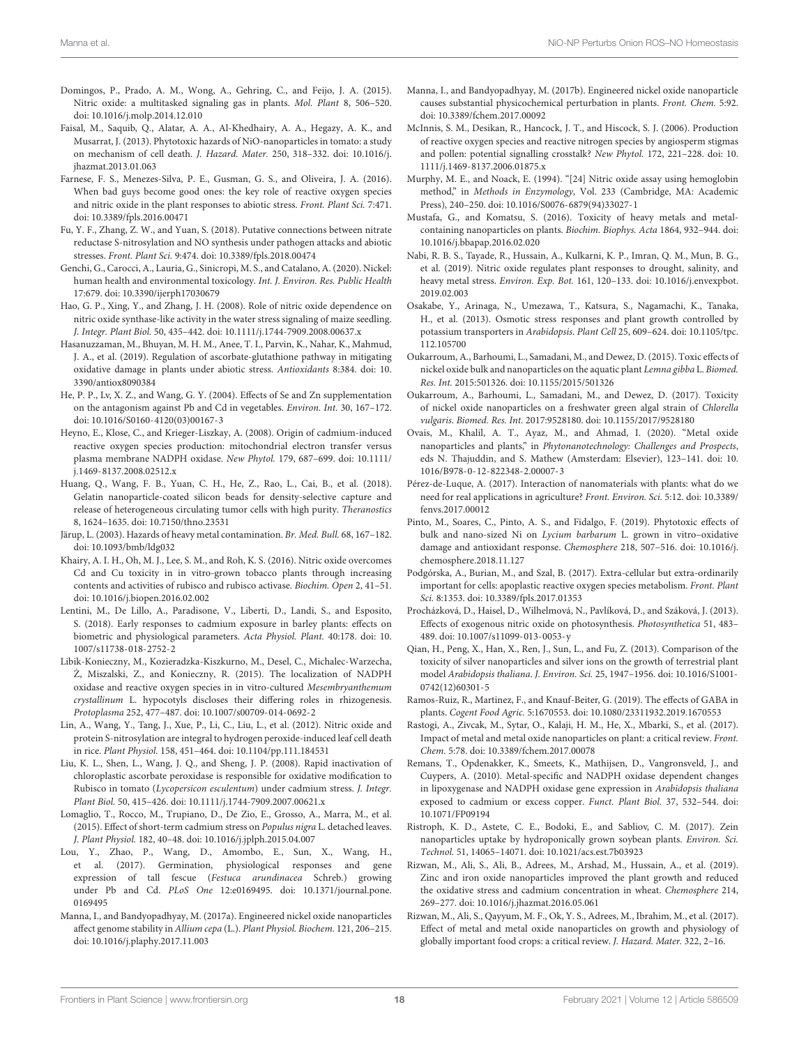Domingos, P., Prado, A. M., Wong, A., Gehring, C., and Feijo, J. A. (2015). Nitric oxide: a multitasked signaling gas in plants. *Mol. Plant* 8, 506–520. doi: 10.1016/j.molp.2014.12.010

Faisal, M., Saquib, Q., Alatar, A. A., Al-Khedhairy, A. A., Hegazy, A. K., and Musarrat, J. (2013). Phytotoxic hazards of NiO-nanoparticles in tomato: a study on mechanism of cell death. *J. Hazard. Mater.* 250, 318–332. doi: 10.1016/j.jhazmat.2013.01.063

Farnese, F. S., Menezes-Silva, P. E., Gusman, G. S., and Oliveira, J. A. (2016). When bad guys become good ones: the key role of reactive oxygen species and nitric oxide in the plant responses to abiotic stress. *Front. Plant Sci.* 7:471. doi: 10.3389/fpls.2016.00471

Fu, Y. F., Zhang, Z. W., and Yuan, S. (2018). Putative connections between nitrate reductase S-nitrosylation and NO synthesis under pathogen attacks and abiotic stresses. *Front. Plant Sci.* 9:474. doi: 10.3389/fpls.2018.00474

Genchi, G., Carocci, A., Lauria, G., Sinicropi, M. S., and Catalano, A. (2020). Nickel: human health and environmental toxicology. *Int. J. Environ. Res. Public Health* 17:679. doi: 10.3390/ijerph17030679

Hao, G. P., Xing, Y., and Zhang, J. H. (2008). Role of nitric oxide dependence on nitric oxide synthase-like activity in the water stress signaling of maize seedling. *J. Integr. Plant Biol.* 50, 435–442. doi: 10.1111/j.1744-7909.2008.00637.x

Hasanuzzaman, M., Bhuyan, M. H. M., Anee, T. I., Parvin, K., Nahar, K., Mahmud, J. A., et al. (2019). Regulation of ascorbate-glutathione pathway in mitigating oxidative damage in plants under abiotic stress. *Antioxidants* 8:384. doi: 10.3390/antiox8090384

He, P. P., Lv, X. Z., and Wang, G. Y. (2004). Effects of Se and Zn supplementation on the antagonism against Pb and Cd in vegetables. *Environ. Int.* 30, 167–172. doi: 10.1016/S0160-4120(03)00167-3

Heyno, E., Klose, C., and Krieger-Liszkay, A. (2008). Origin of cadmium-induced reactive oxygen species production: mitochondrial electron transfer versus plasma membrane NADPH oxidase. *New Phytol.* 179, 687–699. doi: 10.1111/j.1469-8137.2008.02512.x

Huang, Q., Wang, F. B., Yuan, C. H., He, Z., Rao, L., Cai, B., et al. (2018). Gelatin nanoparticle-coated silicon beads for density-selective capture and release of heterogeneous circulating tumor cells with high purity. *Theranostics* 8, 1624–1635. doi: 10.7150/thno.23531

Järup, L. (2003). Hazards of heavy metal contamination. *Br. Med. Bull.* 68, 167–182. doi: 10.1093/bmb/ldg032

Khairy, A. I. H., Oh, M. J., Lee, S. M., and Roh, K. S. (2016). Nitric oxide overcomes Cd and Cu toxicity in in vitro-grown tobacco plants through increasing contents and activities of rubisco and rubisco activase. *Biochim. Open* 2, 41–51. doi: 10.1016/j.biopen.2016.02.002

Lentini, M., De Lillo, A., Paradisone, V., Liberti, D., Landi, S., and Esposito, S. (2018). Early responses to cadmium exposure in barley plants: effects on biometric and physiological parameters. *Acta Physiol. Plant.* 40:178. doi: 10.1007/s11738-018-2752-2

Libik-Konieczny, M., Kozieradzka-Kiszkurno, M., Desel, C., Michalec-Warzecha, Ż., Miszalski, Z., and Konieczny, R. (2015). The localization of NADPH oxidase and reactive oxygen species in in vitro-cultured *Mesembryanthemum crystallinum* L. hypocotyls discloses their differing roles in rhizogenesis. *Protoplasma* 252, 477–487. doi: 10.1007/s00709-014-0692-2

Lin, A., Wang, Y., Tang, J., Xue, P., Li, C., Liu, L., et al. (2012). Nitric oxide and protein S-nitrosylation are integral to hydrogen peroxide-induced leaf cell death in rice. *Plant Physiol.* 158, 451–464. doi: 10.1104/pp.111.184531

Liu, K. L., Shen, L., Wang, J. Q., and Sheng, J. P. (2008). Rapid inactivation of chloroplastic ascorbate peroxidase is responsible for oxidative modification to Rubisco in tomato (*Lycopersicon esculentum*) under cadmium stress. *J. Integr. Plant Biol.* 50, 415–426. doi: 10.1111/j.1744-7909.2007.00621.x

Lomaglio, T., Rocco, M., Trupiano, D., De Zio, E., Grosso, A., Marra, M., et al. (2015). Effect of short-term cadmium stress on *Populus nigra* L. detached leaves. *J. Plant Physiol.* 182, 40–48. doi: 10.1016/j.jplph.2015.04.007

Lou, Y., Zhao, P., Wang, D., Amombo, E., Sun, X., Wang, H., et al. (2017). Germination, physiological responses and gene expression of tall fescue (*Festuca arundinacea* Schreb.) growing under Pb and Cd. *PLoS One* 12:e0169495. doi: 10.1371/journal.pone.0169495

Manna, I., and Bandyopadhyay, M. (2017a). Engineered nickel oxide nanoparticles affect genome stability in *Allium cepa* (L.). *Plant Physiol. Biochem.* 121, 206–215. doi: 10.1016/j.plaphy.2017.11.003

Manna, I., and Bandyopadhyay, M. (2017b). Engineered nickel oxide nanoparticle causes substantial physicochemical perturbation in plants. *Front. Chem.* 5:92. doi: 10.3389/fchem.2017.00092

McInnis, S. M., Desikan, R., Hancock, J. T., and Hiscock, S. J. (2006). Production of reactive oxygen species and reactive nitrogen species by angiosperm stigmas and pollen: potential signalling crosstalk? *New Phytol.* 172, 221–228. doi: 10.1111/j.1469-8137.2006.01875.x

Murphy, M. E., and Noack, E. (1994). "[24] Nitric oxide assay using hemoglobin method," in *Methods in Enzymology*, Vol. 233 (Cambridge, MA: Academic Press), 240–250. doi: 10.1016/S0076-6879(94)33027-1

Mustafa, G., and Komatsu, S. (2016). Toxicity of heavy metals and metal-containing nanoparticles on plants. *Biochim. Biophys. Acta* 1864, 932–944. doi: 10.1016/j.bbapap.2016.02.020

Nabi, R. B. S., Tayade, R., Hussain, A., Kulkarni, K. P., Imran, Q. M., Mun, B. G., et al. (2019). Nitric oxide regulates plant responses to drought, salinity, and heavy metal stress. *Environ. Exp. Bot.* 161, 120–133. doi: 10.1016/j.envexpbot.2019.02.003

Osakabe, Y., Arinaga, N., Umezawa, T., Katsura, S., Nagamachi, K., Tanaka, H., et al. (2013). Osmotic stress responses and plant growth controlled by potassium transporters in *Arabidopsis*. *Plant Cell* 25, 609–624. doi: 10.1105/tpc.112.105700

Oukarroum, A., Barhoumi, L., Samadani, M., and Dewez, D. (2015). Toxic effects of nickel oxide bulk and nanoparticles on the aquatic plant *Lemna gibba* L. *Biomed. Res. Int.* 2015:501326. doi: 10.1155/2015/501326

Oukarroum, A., Barhoumi, L., Samadani, M., and Dewez, D. (2017). Toxicity of nickel oxide nanoparticles on a freshwater green algal strain of *Chlorella vulgaris*. *Biomed. Res. Int.* 2017:9528180. doi: 10.1155/2017/9528180

Ovais, M., Khalil, A. T., Ayaz, M., and Ahmad, I. (2020). "Metal oxide nanoparticles and plants," in *Phytonanotechnology: Challenges and Prospects*, eds N. Thajuddin, and S. Mathew (Amsterdam: Elsevier), 123–141. doi: 10.1016/B978-0-12-822348-2.00007-3

Pérez-de-Luque, A. (2017). Interaction of nanomaterials with plants: what do we need for real applications in agriculture? *Front. Environ. Sci.* 5:12. doi: 10.3389/fenvs.2017.00012

Pinto, M., Soares, C., Pinto, A. S., and Fidalgo, F. (2019). Phytotoxic effects of bulk and nano-sized Ni on *Lycium barbarum* L. grown in vitro–oxidative damage and antioxidant response. *Chemosphere* 218, 507–516. doi: 10.1016/j.chemosphere.2018.11.127

Podgórska, A., Burian, M., and Szal, B. (2017). Extra-cellular but extra-ordinarily important for cells: apoplastic reactive oxygen species metabolism. *Front. Plant Sci.* 8:1353. doi: 10.3389/fpls.2017.01353

Procházková, D., Haisel, D., Wilhelmová, N., Pavlíková, D., and Száková, J. (2013). Effects of exogenous nitric oxide on photosynthesis. *Photosynthetica* 51, 483–489. doi: 10.1007/s11099-013-0053-y

Qian, H., Peng, X., Han, X., Ren, J., Sun, L., and Fu, Z. (2013). Comparison of the toxicity of silver nanoparticles and silver ions on the growth of terrestrial plant model *Arabidopsis thaliana*. *J. Environ. Sci.* 25, 1947–1956. doi: 10.1016/S1001-0742(12)60301-5

Ramos-Ruiz, R., Martinez, F., and Knauf-Beiter, G. (2019). The effects of GABA in plants. *Cogent Food Agric.* 5:1670553. doi: 10.1080/23311932.2019.1670553

Rastogi, A., Zivcak, M., Sytar, O., Kalaji, H. M., He, X., Mbarki, S., et al. (2017). Impact of metal and metal oxide nanoparticles on plant: a critical review. *Front. Chem.* 5:78. doi: 10.3389/fchem.2017.00078

Remans, T., Opdenakker, K., Smeets, K., Mathijsen, D., Vangronsveld, J., and Cuypers, A. (2010). Metal-specific and NADPH oxidase dependent changes in lipoxygenase and NADPH oxidase gene expression in *Arabidopsis thaliana* exposed to cadmium or excess copper. *Funct. Plant Biol.* 37, 532–544. doi: 10.1071/FP09194

Ristroph, K. D., Astete, C. E., Bodoki, E., and Sabliov, C. M. (2017). Zein nanoparticles uptake by hydroponically grown soybean plants. *Environ. Sci. Technol.* 51, 14065–14071. doi: 10.1021/acs.est.7b03923

Rizwan, M., Ali, S., Ali, B., Adrees, M., Arshad, M., Hussain, A., et al. (2019). Zinc and iron oxide nanoparticles improved the plant growth and reduced the oxidative stress and cadmium concentration in wheat. *Chemosphere* 214, 269–277. doi: 10.1016/j.jhazmat.2016.05.061

Rizwan, M., Ali, S., Qayyum, M. F., Ok, Y. S., Adrees, M., Ibrahim, M., et al. (2017). Effect of metal and metal oxide nanoparticles on growth and physiology of globally important food crops: a critical review. *J. Hazard. Mater.* 322, 2–16.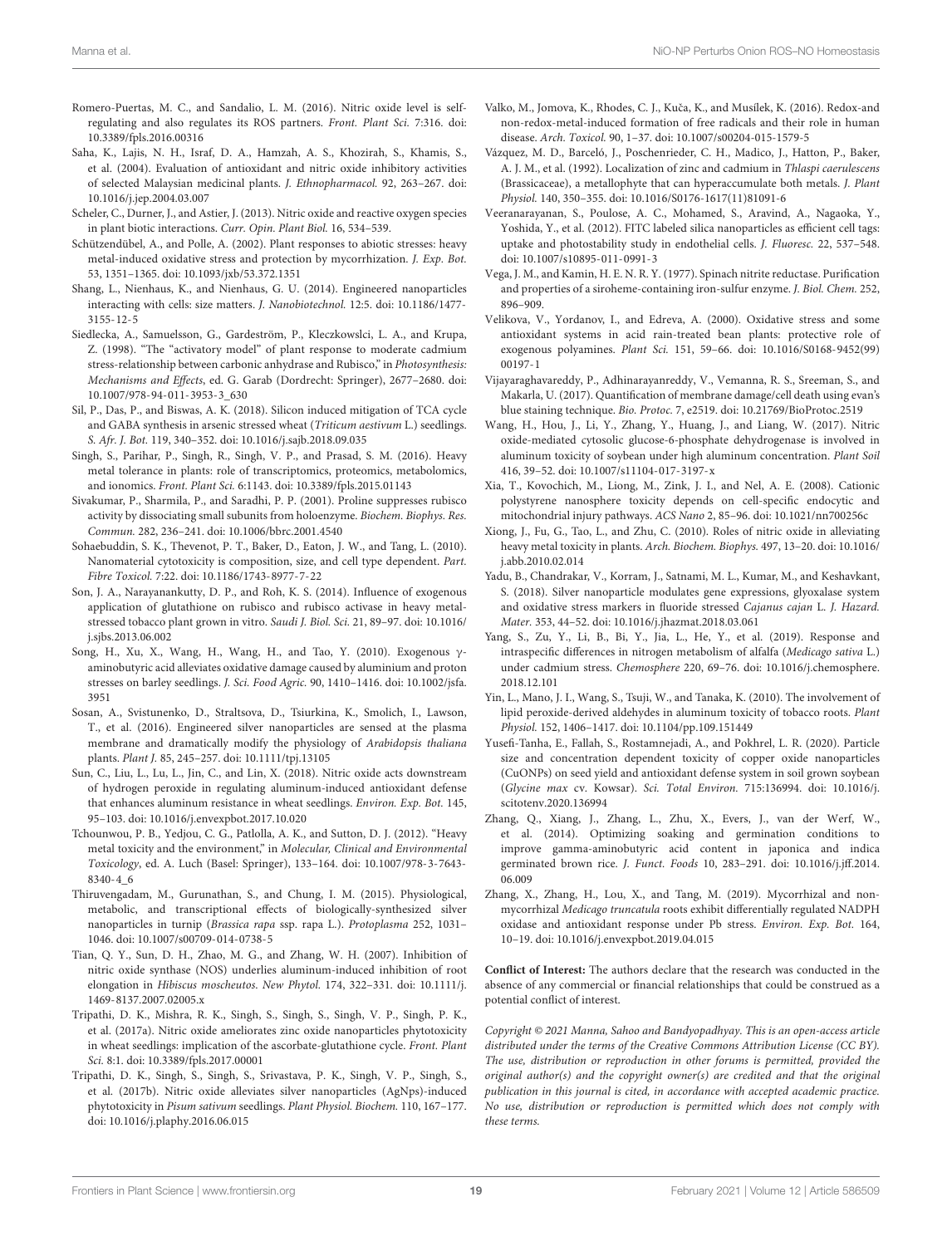Romero-Puertas, M. C., and Sandalio, L. M. (2016). Nitric oxide level is self-regulating and also regulates its ROS partners. *Front. Plant Sci.* 7:316. doi: 10.3389/fpls.2016.00316

Saha, K., Lajis, N. H., Israf, D. A., Hamzah, A. S., Khozirah, S., Khamis, S., et al. (2004). Evaluation of antioxidant and nitric oxide inhibitory activities of selected Malaysian medicinal plants. *J. Ethnopharmacol.* 92, 263–267. doi: 10.1016/j.jep.2004.03.007

Scheler, C., Durner, J., and Astier, J. (2013). Nitric oxide and reactive oxygen species in plant biotic interactions. *Curr. Opin. Plant Biol.* 16, 534–539.

Schützendübel, A., and Polle, A. (2002). Plant responses to abiotic stresses: heavy metal-induced oxidative stress and protection by mycorrhization. *J. Exp. Bot.* 53, 1351–1365. doi: 10.1093/jxb/53.372.1351

Shang, L., Nienhaus, K., and Nienhaus, G. U. (2014). Engineered nanoparticles interacting with cells: size matters. *J. Nanobiotechnol.* 12:5. doi: 10.1186/1477-3155-12-5

Siedlecka, A., Samuelsson, G., Gardeström, P., Kleczkowlsci, L. A., and Krupa, Z. (1998). "The "activatory model" of plant response to moderate cadmium stress-relationship between carbonic anhydrase and Rubisco," in *Photosynthesis: Mechanisms and Effects*, ed. G. Garab (Dordrecht: Springer), 2677–2680. doi: 10.1007/978-94-011-3953-3_630

Sil, P., Das, P., and Biswas, A. K. (2018). Silicon induced mitigation of TCA cycle and GABA synthesis in arsenic stressed wheat (*Triticum aestivum* L.) seedlings. *S. Afr. J. Bot.* 119, 340–352. doi: 10.1016/j.sajb.2018.09.035

Singh, S., Parihar, P., Singh, R., Singh, V. P., and Prasad, S. M. (2016). Heavy metal tolerance in plants: role of transcriptomics, proteomics, metabolomics, and ionomics. *Front. Plant Sci.* 6:1143. doi: 10.3389/fpls.2015.01143

Sivakumar, P., Sharmila, P., and Saradhi, P. P. (2001). Proline suppresses rubisco activity by dissociating small subunits from holoenzyme. *Biochem. Biophys. Res. Commun.* 282, 236–241. doi: 10.1006/bbrc.2001.4540

Sohaebuddin, S. K., Thevenot, P. T., Baker, D., Eaton, J. W., and Tang, L. (2010). Nanomaterial cytotoxicity is composition, size, and cell type dependent. *Part. Fibre Toxicol.* 7:22. doi: 10.1186/1743-8977-7-22

Son, J. A., Narayanankutty, D. P., and Roh, K. S. (2014). Influence of exogenous application of glutathione on rubisco and rubisco activase in heavy metal-stressed tobacco plant grown in vitro. *Saudi J. Biol. Sci.* 21, 89–97. doi: 10.1016/j.sjbs.2013.06.002

Song, H., Xu, X., Wang, H., Wang, H., and Tao, Y. (2010). Exogenous γ-aminobutyric acid alleviates oxidative damage caused by aluminium and proton stresses on barley seedlings. *J. Sci. Food Agric.* 90, 1410–1416. doi: 10.1002/jsfa.3951

Sosan, A., Svistunenko, D., Straltsova, D., Tsiurkina, K., Smolich, I., Lawson, T., et al. (2016). Engineered silver nanoparticles are sensed at the plasma membrane and dramatically modify the physiology of *Arabidopsis thaliana* plants. *Plant J.* 85, 245–257. doi: 10.1111/tpj.13105

Sun, C., Liu, L., Lu, L., Jin, C., and Lin, X. (2018). Nitric oxide acts downstream of hydrogen peroxide in regulating aluminum-induced antioxidant defense that enhances aluminum resistance in wheat seedlings. *Environ. Exp. Bot.* 145, 95–103. doi: 10.1016/j.envexpbot.2017.10.020

Tchounwou, P. B., Yedjou, C. G., Patlolla, A. K., and Sutton, D. J. (2012). "Heavy metal toxicity and the environment," in *Molecular, Clinical and Environmental Toxicology*, ed. A. Luch (Basel: Springer), 133–164. doi: 10.1007/978-3-7643-8340-4_6

Thiruvengadam, M., Gurunathan, S., and Chung, I. M. (2015). Physiological, metabolic, and transcriptional effects of biologically-synthesized silver nanoparticles in turnip (*Brassica rapa* ssp. rapa L.). *Protoplasma* 252, 1031–1046. doi: 10.1007/s00709-014-0738-5

Tian, Q. Y., Sun, D. H., Zhao, M. G., and Zhang, W. H. (2007). Inhibition of nitric oxide synthase (NOS) underlies aluminum-induced inhibition of root elongation in *Hibiscus moscheutos*. *New Phytol.* 174, 322–331. doi: 10.1111/j.1469-8137.2007.02005.x

Tripathi, D. K., Mishra, R. K., Singh, S., Singh, S., Singh, V. P., Singh, P. K., et al. (2017a). Nitric oxide ameliorates zinc oxide nanoparticles phytotoxicity in wheat seedlings: implication of the ascorbate-glutathione cycle. *Front. Plant Sci.* 8:1. doi: 10.3389/fpls.2017.00001

Tripathi, D. K., Singh, S., Singh, S., Srivastava, P. K., Singh, V. P., Singh, S., et al. (2017b). Nitric oxide alleviates silver nanoparticles (AgNps)-induced phytotoxicity in *Pisum sativum* seedlings. *Plant Physiol. Biochem.* 110, 167–177. doi: 10.1016/j.plaphy.2016.06.015

Valko, M., Jomova, K., Rhodes, C. J., Kuča, K., and Musílek, K. (2016). Redox-and non-redox-metal-induced formation of free radicals and their role in human disease. *Arch. Toxicol.* 90, 1–37. doi: 10.1007/s00204-015-1579-5

Vázquez, M. D., Barceló, J., Poschenrieder, C. H., Madico, J., Hatton, P., Baker, A. J. M., et al. (1992). Localization of zinc and cadmium in *Thlaspi caerulescens* (Brassicaceae), a metallophyte that can hyperaccumulate both metals. *J. Plant Physiol.* 140, 350–355. doi: 10.1016/S0176-1617(11)81091-6

Veeranarayanan, S., Poulose, A. C., Mohamed, S., Aravind, A., Nagaoka, Y., Yoshida, Y., et al. (2012). FITC labeled silica nanoparticles as efficient cell tags: uptake and photostability study in endothelial cells. *J. Fluoresc.* 22, 537–548. doi: 10.1007/s10895-011-0991-3

Vega, J. M., and Kamin, H. E. N. R. Y. (1977). Spinach nitrite reductase. Purification and properties of a siroheme-containing iron-sulfur enzyme. *J. Biol. Chem.* 252, 896–909.

Velikova, V., Yordanov, I., and Edreva, A. (2000). Oxidative stress and some antioxidant systems in acid rain-treated bean plants: protective role of exogenous polyamines. *Plant Sci.* 151, 59–66. doi: 10.1016/S0168-9452(99)00197-1

Vijayaraghavareddy, P., Adhinarayanreddy, V., Vemanna, R. S., Sreeman, S., and Makarla, U. (2017). Quantification of membrane damage/cell death using evan's blue staining technique. *Bio. Protoc.* 7, e2519. doi: 10.21769/BioProtoc.2519

Wang, H., Hou, J., Li, Y., Zhang, Y., Huang, J., and Liang, W. (2017). Nitric oxide-mediated cytosolic glucose-6-phosphate dehydrogenase is involved in aluminum toxicity of soybean under high aluminum concentration. *Plant Soil* 416, 39–52. doi: 10.1007/s11104-017-3197-x

Xia, T., Kovochich, M., Liong, M., Zink, J. I., and Nel, A. E. (2008). Cationic polystyrene nanosphere toxicity depends on cell-specific endocytic and mitochondrial injury pathways. *ACS Nano* 2, 85–96. doi: 10.1021/nn700256c

Xiong, J., Fu, G., Tao, L., and Zhu, C. (2010). Roles of nitric oxide in alleviating heavy metal toxicity in plants. *Arch. Biochem. Biophys.* 497, 13–20. doi: 10.1016/j.abb.2010.02.014

Yadu, B., Chandrakar, V., Korram, J., Satnami, M. L., Kumar, M., and Keshavkant, S. (2018). Silver nanoparticle modulates gene expressions, glyoxalase system and oxidative stress markers in fluoride stressed *Cajanus cajan* L. *J. Hazard. Mater.* 353, 44–52. doi: 10.1016/j.jhazmat.2018.03.061

Yang, S., Zu, Y., Li, B., Bi, Y., Jia, L., He, Y., et al. (2019). Response and intraspecific differences in nitrogen metabolism of alfalfa (*Medicago sativa* L.) under cadmium stress. *Chemosphere* 220, 69–76. doi: 10.1016/j.chemosphere.2018.12.101

Yin, L., Mano, J. I., Wang, S., Tsuji, W., and Tanaka, K. (2010). The involvement of lipid peroxide-derived aldehydes in aluminum toxicity of tobacco roots. *Plant Physiol.* 152, 1406–1417. doi: 10.1104/pp.109.151449

Yusefi-Tanha, E., Fallah, S., Rostamnejadi, A., and Pokhrel, L. R. (2020). Particle size and concentration dependent toxicity of copper oxide nanoparticles (CuONPs) on seed yield and antioxidant defense system in soil grown soybean (*Glycine max* cv. Kowsar). *Sci. Total Environ.* 715:136994. doi: 10.1016/j.scitotenv.2020.136994

Zhang, Q., Xiang, J., Zhang, L., Zhu, X., Evers, J., van der Werf, W., et al. (2014). Optimizing soaking and germination conditions to improve gamma-aminobutyric acid content in japonica and indica germinated brown rice. *J. Funct. Foods* 10, 283–291. doi: 10.1016/j.jff.2014.06.009

Zhang, X., Zhang, H., Lou, X., and Tang, M. (2019). Mycorrhizal and non-mycorrhizal *Medicago truncatula* roots exhibit differentially regulated NADPH oxidase and antioxidant response under Pb stress. *Environ. Exp. Bot.* 164, 10–19. doi: 10.1016/j.envexpbot.2019.04.015

**Conflict of Interest:** The authors declare that the research was conducted in the absence of any commercial or financial relationships that could be construed as a potential conflict of interest.

*Copyright © 2021 Manna, Sahoo and Bandyopadhyay. This is an open-access article distributed under the terms of the Creative Commons Attribution License (CC BY). The use, distribution or reproduction in other forums is permitted, provided the original author(s) and the copyright owner(s) are credited and that the original publication in this journal is cited, in accordance with accepted academic practice. No use, distribution or reproduction is permitted which does not comply with these terms.*